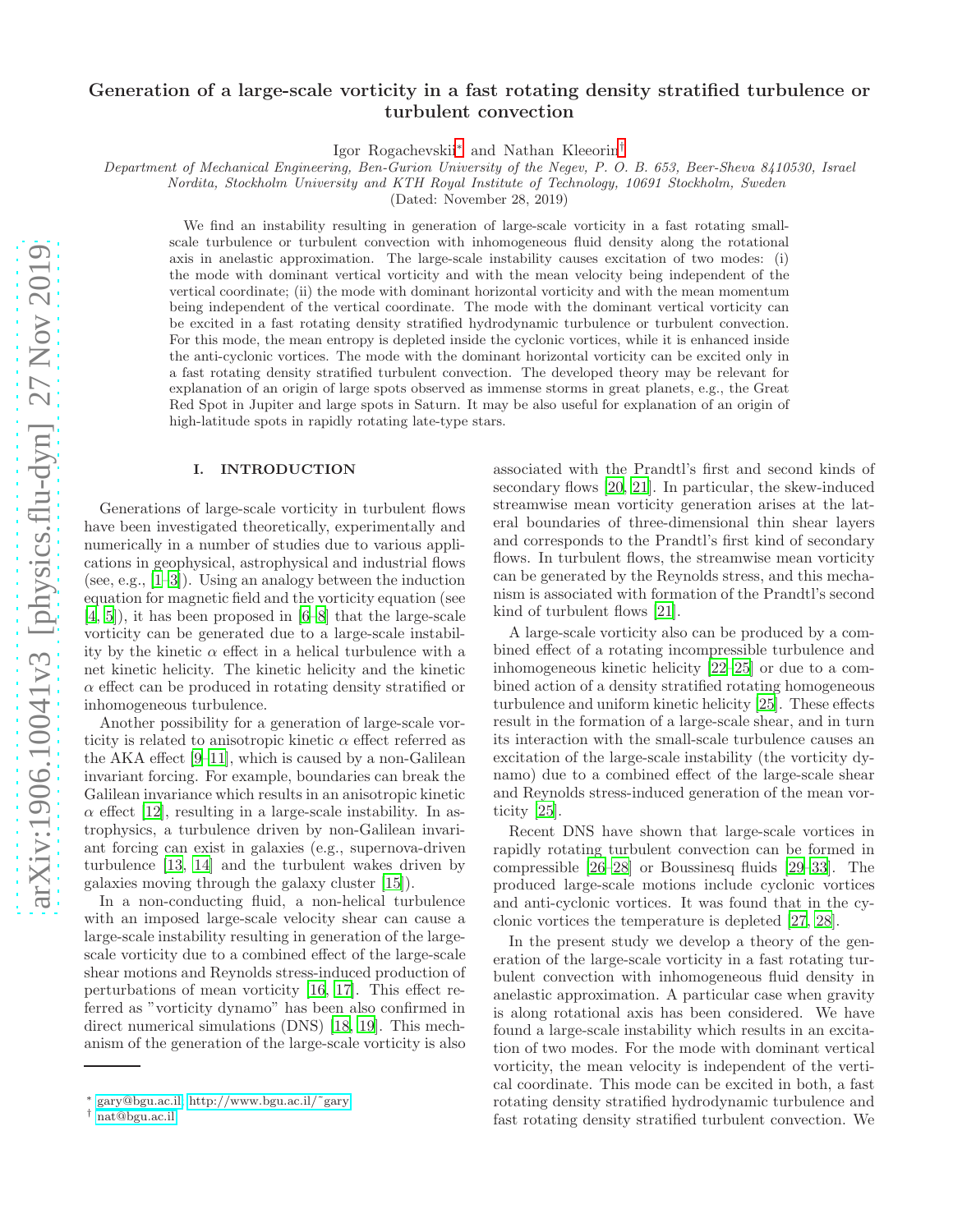# Generation of a large-scale vorticity in a fast rotating density stratified turbulence or turbulent convection

Igor Rogachevskii[*] and Nathan Kleeorin[†]

*Department of Mechanical Engineering, Ben-Gurion University of the Negev, P. O. B. 653, Beer-Sheva 8410530, Israel*
*Nordita, Stockholm University and KTH Royal Institute of Technology, 10691 Stockholm, Sweden*

(Dated: November 28, 2019)

We find an instability resulting in generation of large-scale vorticity in a fast rotating small-scale turbulence or turbulent convection with inhomogeneous fluid density along the rotational axis in anelastic approximation. The large-scale instability causes excitation of two modes: (i) the mode with dominant vertical vorticity and with the mean velocity being independent of the vertical coordinate; (ii) the mode with dominant horizontal vorticity and with the mean momentum being independent of the vertical coordinate. The mode with the dominant vertical vorticity can be excited in a fast rotating density stratified hydrodynamic turbulence or turbulent convection. For this mode, the mean entropy is depleted inside the cyclonic vortices, while it is enhanced inside the anti-cyclonic vortices. The mode with the dominant horizontal vorticity can be excited only in a fast rotating density stratified turbulent convection. The developed theory may be relevant for explanation of an origin of large spots observed as immense storms in great planets, e.g., the Great Red Spot in Jupiter and large spots in Saturn. It may be also useful for explanation of an origin of high-latitude spots in rapidly rotating late-type stars.

## I. INTRODUCTION

Generations of large-scale vorticity in turbulent flows have been investigated theoretically, experimentally and numerically in a number of studies due to various applications in geophysical, astrophysical and industrial flows (see, e.g., [1–3]). Using an analogy between the induction equation for magnetic field and the vorticity equation (see [4, 5]), it has been proposed in [6–8] that the large-scale vorticity can be generated due to a large-scale instability by the kinetic $\alpha$ effect in a helical turbulence with a net kinetic helicity. The kinetic helicity and the kinetic $\alpha$ effect can be produced in rotating density stratified or inhomogeneous turbulence.

Another possibility for a generation of large-scale vorticity is related to anisotropic kinetic $\alpha$ effect referred as the AKA effect [9–11], which is caused by a non-Galilean invariant forcing. For example, boundaries can break the Galilean invariance which results in an anisotropic kinetic $\alpha$ effect [12], resulting in a large-scale instability. In astrophysics, a turbulence driven by non-Galilean invariant forcing can exist in galaxies (e.g., supernova-driven turbulence [13, 14] and the turbulent wakes driven by galaxies moving through the galaxy cluster [15]).

In a non-conducting fluid, a non-helical turbulence with an imposed large-scale velocity shear can cause a large-scale instability resulting in generation of the large-scale vorticity due to a combined effect of the large-scale shear motions and Reynolds stress-induced production of perturbations of mean vorticity [16, 17]. This effect referred as "vorticity dynamo" has been also confirmed in direct numerical simulations (DNS) [18, 19]. This mechanism of the generation of the large-scale vorticity is also associated with the Prandtl's first and second kinds of secondary flows [20, 21]. In particular, the skew-induced streamwise mean vorticity generation arises at the lateral boundaries of three-dimensional thin shear layers and corresponds to the Prandtl's first kind of secondary flows. In turbulent flows, the streamwise mean vorticity can be generated by the Reynolds stress, and this mechanism is associated with formation of the Prandtl's second kind of turbulent flows [21].

A large-scale vorticity also can be produced by a combined effect of a rotating incompressible turbulence and inhomogeneous kinetic helicity [22–25] or due to a combined action of a density stratified rotating homogeneous turbulence and uniform kinetic helicity [25]. These effects result in the formation of a large-scale shear, and in turn its interaction with the small-scale turbulence causes an excitation of the large-scale instability (the vorticity dynamo) due to a combined effect of the large-scale shear and Reynolds stress-induced generation of the mean vorticity [25].

Recent DNS have shown that large-scale vortices in rapidly rotating turbulent convection can be formed in compressible [26–28] or Boussinesq fluids [29–33]. The produced large-scale motions include cyclonic vortices and anti-cyclonic vortices. It was found that in the cyclonic vortices the temperature is depleted [27, 28].

In the present study we develop a theory of the generation of the large-scale vorticity in a fast rotating turbulent convection with inhomogeneous fluid density in anelastic approximation. A particular case when gravity is along rotational axis has been considered. We have found a large-scale instability which results in an excitation of two modes. For the mode with dominant vertical vorticity, the mean velocity is independent of the vertical coordinate. This mode can be excited in both, a fast rotating density stratified hydrodynamic turbulence and fast rotating density stratified turbulent convection. We

---

[*] gary@bgu.ac.il; http://www.bgu.ac.il/~gary
[†] nat@bgu.ac.il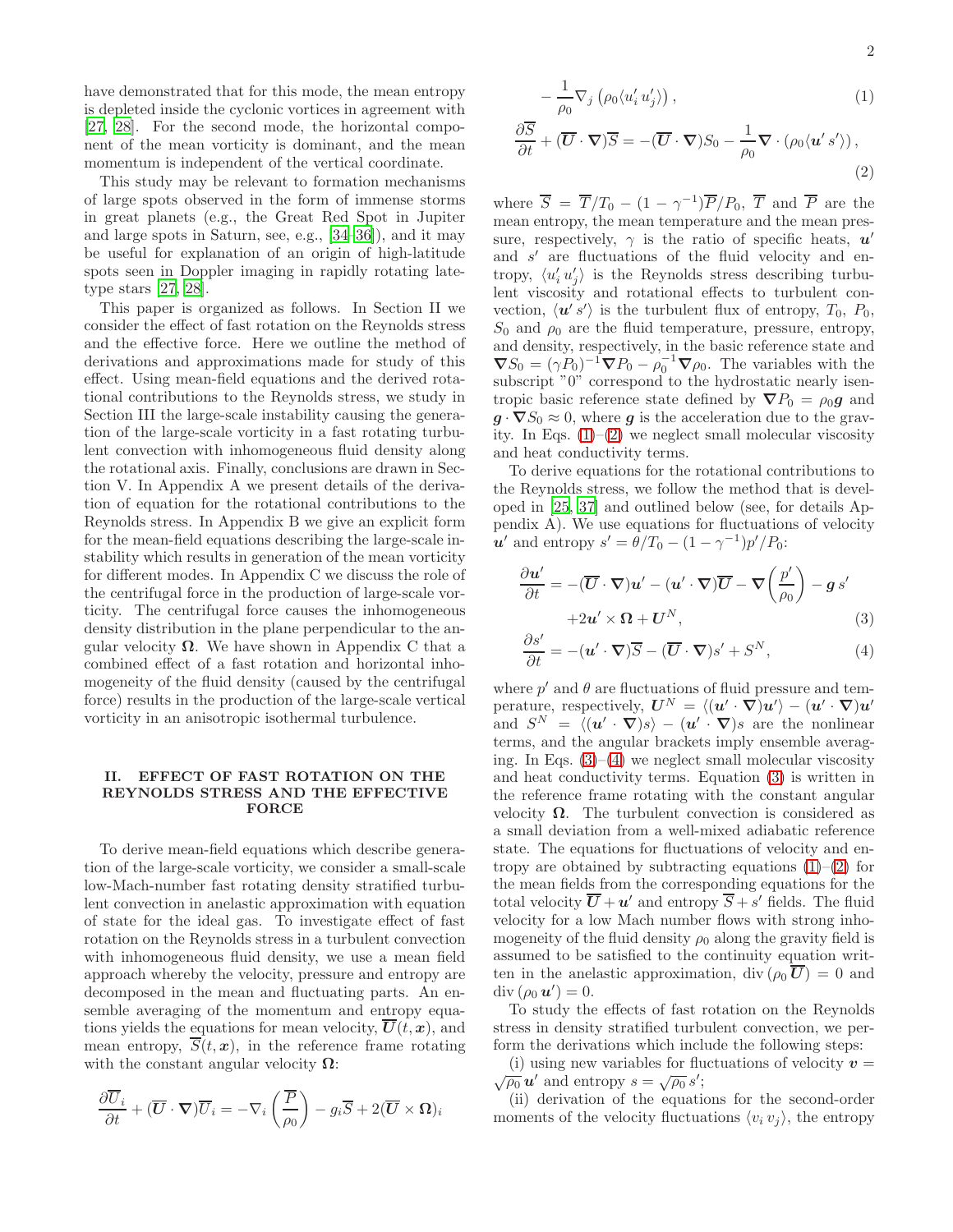have demonstrated that for this mode, the mean entropy is depleted inside the cyclonic vortices in agreement with [27, 28]. For the second mode, the horizontal component of the mean vorticity is dominant, and the mean momentum is independent of the vertical coordinate.

This study may be relevant to formation mechanisms of large spots observed in the form of immense storms in great planets (e.g., the Great Red Spot in Jupiter and large spots in Saturn, see, e.g., [34–36]), and it may be useful for explanation of an origin of high-latitude spots seen in Doppler imaging in rapidly rotating late-type stars [27, 28].

This paper is organized as follows. In Section II we consider the effect of fast rotation on the Reynolds stress and the effective force. Here we outline the method of derivations and approximations made for study of this effect. Using mean-field equations and the derived rotational contributions to the Reynolds stress, we study in Section III the large-scale instability causing the generation of the large-scale vorticity in a fast rotating turbulent convection with inhomogeneous fluid density along the rotational axis. Finally, conclusions are drawn in Section V. In Appendix A we present details of the derivation of equation for the rotational contributions to the Reynolds stress. In Appendix B we give an explicit form for the mean-field equations describing the large-scale instability which results in generation of the mean vorticity for different modes. In Appendix C we discuss the role of the centrifugal force in the production of large-scale vorticity. The centrifugal force causes the inhomogeneous density distribution in the plane perpendicular to the angular velocity $\boldsymbol{\Omega}$. We have shown in Appendix C that a combined effect of a fast rotation and horizontal inhomogeneity of the fluid density (caused by the centrifugal force) results in the production of the large-scale vertical vorticity in an anisotropic isothermal turbulence.

## II. EFFECT OF FAST ROTATION ON THE REYNOLDS STRESS AND THE EFFECTIVE FORCE

To derive mean-field equations which describe generation of the large-scale vorticity, we consider a small-scale low-Mach-number fast rotating density stratified turbulent convection in anelastic approximation with equation of state for the ideal gas. To investigate effect of fast rotation on the Reynolds stress in a turbulent convection with inhomogeneous fluid density, we use a mean field approach whereby the velocity, pressure and entropy are decomposed in the mean and fluctuating parts. An ensemble averaging of the momentum and entropy equations yields the equations for mean velocity, $\overline{\boldsymbol{U}}(t, \boldsymbol{x})$, and mean entropy, $\overline{S}(t, \boldsymbol{x})$, in the reference frame rotating with the constant angular velocity $\boldsymbol{\Omega}$:

$$
\frac{\partial \overline{U}_i}{\partial t} + (\overline{\boldsymbol{U}} \cdot \boldsymbol{\nabla})\overline{U}_i = -\nabla_i \left(\frac{\overline{P}}{\rho_0}\right) - g_i \overline{S} + 2(\overline{\boldsymbol{U}} \times \boldsymbol{\Omega})_i - \frac{1}{\rho_0}\nabla_j \left(\rho_0 \langle u'_i \, u'_j \rangle\right), \tag{1}
$$

$$
\frac{\partial \overline{S}}{\partial t} + (\overline{\boldsymbol{U}} \cdot \boldsymbol{\nabla})\overline{S} = -(\overline{\boldsymbol{U}} \cdot \boldsymbol{\nabla})S_0 - \frac{1}{\rho_0}\boldsymbol{\nabla} \cdot \left(\rho_0 \langle \boldsymbol{u}' \, s' \rangle\right), \tag{2}
$$

where $\overline{S} = \overline{T}/T_0 - (1 - \gamma^{-1})\overline{P}/P_0$, $\overline{T}$ and $\overline{P}$ are the mean entropy, the mean temperature and the mean pressure, respectively, $\gamma$ is the ratio of specific heats, $\boldsymbol{u}'$ and $s'$ are fluctuations of the fluid velocity and entropy, $\langle u'_i \, u'_j \rangle$ is the Reynolds stress describing turbulent viscosity and rotational effects to turbulent convection, $\langle \boldsymbol{u}' \, s' \rangle$ is the turbulent flux of entropy, $T_0$, $P_0$, $S_0$ and $\rho_0$ are the fluid temperature, pressure, entropy, and density, respectively, in the basic reference state and $\boldsymbol{\nabla} S_0 = (\gamma P_0)^{-1} \boldsymbol{\nabla} P_0 - \rho_0^{-1} \boldsymbol{\nabla} \rho_0$. The variables with the subscript "0" correspond to the hydrostatic nearly isentropic basic reference state defined by $\boldsymbol{\nabla} P_0 = \rho_0 \boldsymbol{g}$ and $\boldsymbol{g} \cdot \boldsymbol{\nabla} S_0 \approx 0$, where $\boldsymbol{g}$ is the acceleration due to the gravity. In Eqs. (1)–(2) we neglect small molecular viscosity and heat conductivity terms.

To derive equations for the rotational contributions to the Reynolds stress, we follow the method that is developed in [25, 37] and outlined below (see, for details Appendix A). We use equations for fluctuations of velocity $\boldsymbol{u}'$ and entropy $s' = \theta/T_0 - (1 - \gamma^{-1})p'/P_0$:

$$
\frac{\partial \boldsymbol{u}'}{\partial t} = -(\overline{\boldsymbol{U}} \cdot \boldsymbol{\nabla})\boldsymbol{u}' - (\boldsymbol{u}' \cdot \boldsymbol{\nabla})\overline{\boldsymbol{U}} - \boldsymbol{\nabla}\left(\frac{p'}{\rho_0}\right) - \boldsymbol{g} \, s' + 2\boldsymbol{u}' \times \boldsymbol{\Omega} + \boldsymbol{U}^N, \tag{3}
$$

$$
\frac{\partial s'}{\partial t} = -(\boldsymbol{u}' \cdot \boldsymbol{\nabla})\overline{S} - (\overline{\boldsymbol{U}} \cdot \boldsymbol{\nabla})s' + S^N, \tag{4}
$$

where $p'$ and $\theta$ are fluctuations of fluid pressure and temperature, respectively, $\boldsymbol{U}^N = \langle (\boldsymbol{u}' \cdot \boldsymbol{\nabla})\boldsymbol{u}' \rangle - (\boldsymbol{u}' \cdot \boldsymbol{\nabla})\boldsymbol{u}'$ and $S^N = \langle (\boldsymbol{u}' \cdot \boldsymbol{\nabla})s \rangle - (\boldsymbol{u}' \cdot \boldsymbol{\nabla})s$ are the nonlinear terms, and the angular brackets imply ensemble averaging. In Eqs. (3)–(4) we neglect small molecular viscosity and heat conductivity terms. Equation (3) is written in the reference frame rotating with the constant angular velocity $\boldsymbol{\Omega}$. The turbulent convection is considered as a small deviation from a well-mixed adiabatic reference state. The equations for fluctuations of velocity and entropy are obtained by subtracting equations (1)–(2) for the mean fields from the corresponding equations for the total velocity $\overline{\boldsymbol{U}} + \boldsymbol{u}'$ and entropy $\overline{S} + s'$ fields. The fluid velocity for a low Mach number flows with strong inhomogeneity of the fluid density $\rho_0$ along the gravity field is assumed to be satisfied to the continuity equation written in the anelastic approximation, $\mathrm{div}\,(\rho_0 \, \overline{\boldsymbol{U}}) = 0$ and $\mathrm{div}\,(\rho_0 \, \boldsymbol{u}') = 0$.

To study the effects of fast rotation on the Reynolds stress in density stratified turbulent convection, we perform the derivations which include the following steps:

(i) using new variables for fluctuations of velocity $\boldsymbol{v} = \sqrt{\rho_0}\, \boldsymbol{u}'$ and entropy $s = \sqrt{\rho_0}\, s'$;

(ii) derivation of the equations for the second-order moments of the velocity fluctuations $\langle v_i \, v_j \rangle$, the entropy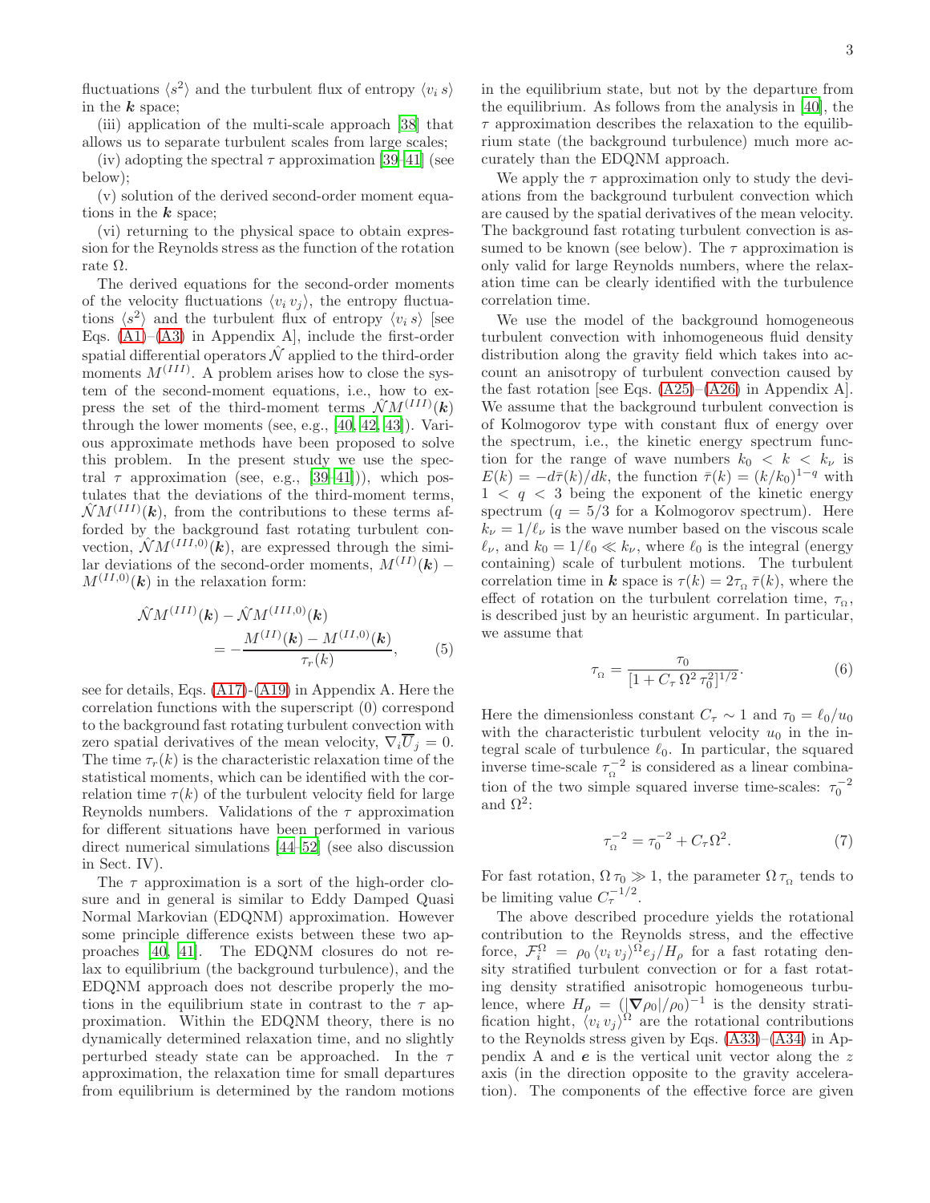fluctuations $\langle s^2\rangle$ and the turbulent flux of entropy $\langle v_i\, s\rangle$ in the $\boldsymbol{k}$ space;

(iii) application of the multi-scale approach [38] that allows us to separate turbulent scales from large scales;

(iv) adopting the spectral $\tau$ approximation [39–41] (see below);

(v) solution of the derived second-order moment equations in the $\boldsymbol{k}$ space;

(vi) returning to the physical space to obtain expression for the Reynolds stress as the function of the rotation rate $\Omega$.

The derived equations for the second-order moments of the velocity fluctuations $\langle v_i\, v_j\rangle$, the entropy fluctuations $\langle s^2\rangle$ and the turbulent flux of entropy $\langle v_i\, s\rangle$ [see Eqs. (A1)–(A3) in Appendix A], include the first-order spatial differential operators $\hat{\mathcal{N}}$ applied to the third-order moments $M^{(III)}$. A problem arises how to close the system of the second-moment equations, i.e., how to express the set of the third-moment terms $\hat{\mathcal{N}} M^{(III)}(\boldsymbol{k})$ through the lower moments (see, e.g., [40, 42, 43]). Various approximate methods have been proposed to solve this problem. In the present study we use the spectral $\tau$ approximation (see, e.g., [39–41])), which postulates that the deviations of the third-moment terms, $\hat{\mathcal{N}} M^{(III)}(\boldsymbol{k})$, from the contributions to these terms afforded by the background fast rotating turbulent convection, $\hat{\mathcal{N}} M^{(III,0)}(\boldsymbol{k})$, are expressed through the similar deviations of the second-order moments, $M^{(II)}(\boldsymbol{k}) - M^{(II,0)}(\boldsymbol{k})$ in the relaxation form:

$$
\hat{\mathcal{N}} M^{(III)}(\boldsymbol{k}) - \hat{\mathcal{N}} M^{(III,0)}(\boldsymbol{k}) = -\frac{M^{(II)}(\boldsymbol{k}) - M^{(II,0)}(\boldsymbol{k})}{\tau_r(k)}, \tag{5}
$$

see for details, Eqs. (A17)-(A19) in Appendix A. Here the correlation functions with the superscript (0) correspond to the background fast rotating turbulent convection with zero spatial derivatives of the mean velocity, $\nabla_i \overline{U}_j = 0$. The time $\tau_r(k)$ is the characteristic relaxation time of the statistical moments, which can be identified with the correlation time $\tau(k)$ of the turbulent velocity field for large Reynolds numbers. Validations of the $\tau$ approximation for different situations have been performed in various direct numerical simulations [44–52] (see also discussion in Sect. IV).

The $\tau$ approximation is a sort of the high-order closure and in general is similar to Eddy Damped Quasi Normal Markovian (EDQNM) approximation. However some principle difference exists between these two approaches [40, 41]. The EDQNM closures do not relax to equilibrium (the background turbulence), and the EDQNM approach does not describe properly the motions in the equilibrium state in contrast to the $\tau$ approximation. Within the EDQNM theory, there is no dynamically determined relaxation time, and no slightly perturbed steady state can be approached. In the $\tau$ approximation, the relaxation time for small departures from equilibrium is determined by the random motions in the equilibrium state, but not by the departure from the equilibrium. As follows from the analysis in [40], the $\tau$ approximation describes the relaxation to the equilibrium state (the background turbulence) much more accurately than the EDQNM approach.

We apply the $\tau$ approximation only to study the deviations from the background turbulent convection which are caused by the spatial derivatives of the mean velocity. The background fast rotating turbulent convection is assumed to be known (see below). The $\tau$ approximation is only valid for large Reynolds numbers, where the relaxation time can be clearly identified with the turbulence correlation time.

We use the model of the background homogeneous turbulent convection with inhomogeneous fluid density distribution along the gravity field which takes into account an anisotropy of turbulent convection caused by the fast rotation [see Eqs. (A25)–(A26) in Appendix A]. We assume that the background turbulent convection is of Kolmogorov type with constant flux of energy over the spectrum, i.e., the kinetic energy spectrum function for the range of wave numbers $k_0 < k < k_\nu$ is $E(k) = -d\bar\tau(k)/dk$, the function $\bar\tau(k) = (k/k_0)^{1-q}$ with $1 < q < 3$ being the exponent of the kinetic energy spectrum ($q = 5/3$ for a Kolmogorov spectrum). Here $k_\nu = 1/\ell_\nu$ is the wave number based on the viscous scale $\ell_\nu$, and $k_0 = 1/\ell_0 \ll k_\nu$, where $\ell_0$ is the integral (energy containing) scale of turbulent motions. The turbulent correlation time in $\boldsymbol{k}$ space is $\tau(k) = 2\tau_{_\Omega}\, \bar\tau(k)$, where the effect of rotation on the turbulent correlation time, $\tau_{_\Omega}$, is described just by an heuristic argument. In particular, we assume that

$$
\tau_{_\Omega} = \frac{\tau_0}{[1 + C_\tau\, \Omega^2\, \tau_0^2]^{1/2}}. \tag{6}
$$

Here the dimensionless constant $C_\tau \sim 1$ and $\tau_0 = \ell_0/u_0$ with the characteristic turbulent velocity $u_0$ in the integral scale of turbulence $\ell_0$. In particular, the squared inverse time-scale $\tau_{_\Omega}^{-2}$ is considered as a linear combination of the two simple squared inverse time-scales: $\tau_0^{-2}$ and $\Omega^2$:

$$
\tau_{_\Omega}^{-2} = \tau_0^{-2} + C_\tau \Omega^2. \tag{7}
$$

For fast rotation, $\Omega\, \tau_0 \gg 1$, the parameter $\Omega\, \tau_{_\Omega}$ tends to be limiting value $C_\tau^{-1/2}$.

The above described procedure yields the rotational contribution to the Reynolds stress, and the effective force, $\mathcal{F}_i^\Omega = \rho_0 \, \langle v_i\, v_j\rangle^\Omega e_j/H_\rho$ for a fast rotating density stratified turbulent convection or for a fast rotating density stratified anisotropic homogeneous turbulence, where $H_\rho = (|\boldsymbol{\nabla} \rho_0|/\rho_0)^{-1}$ is the density stratification hight, $\langle v_i\, v_j\rangle^\Omega$ are the rotational contributions to the Reynolds stress given by Eqs. (A33)–(A34) in Appendix A and $\boldsymbol{e}$ is the vertical unit vector along the $z$ axis (in the direction opposite to the gravity acceleration). The components of the effective force are given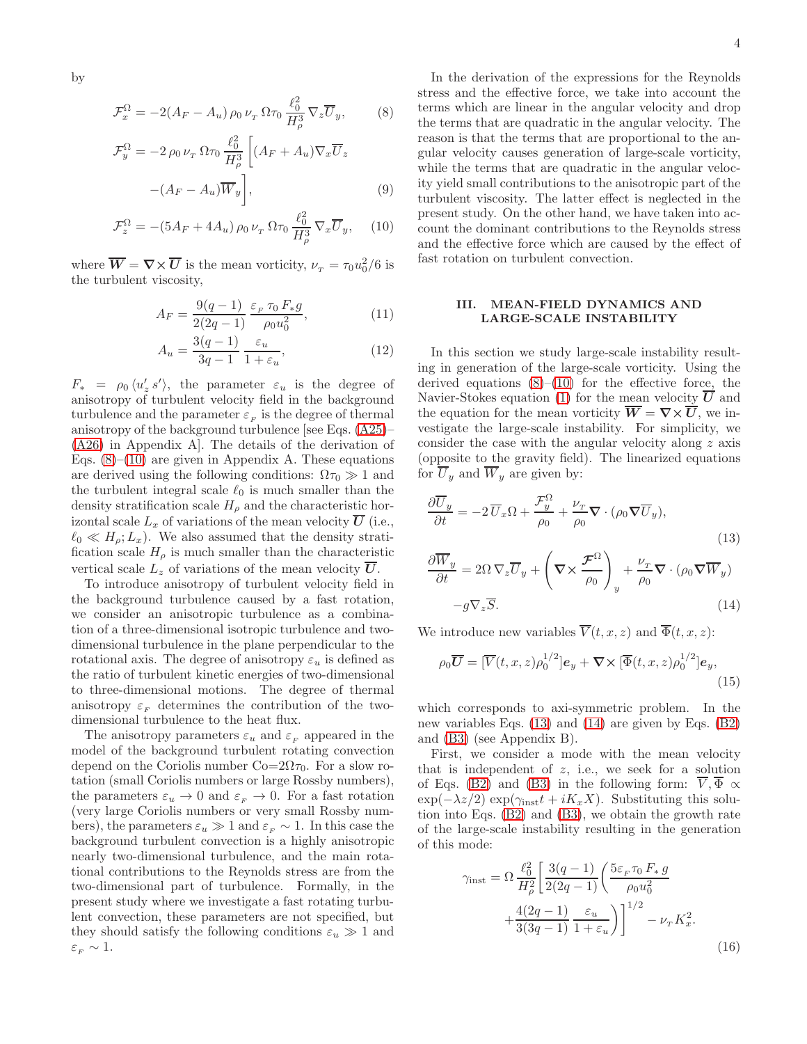by

$$
\mathcal{F}_x^{\Omega} = -2(A_F - A_u)\, \rho_0\, \nu_{_T}\, \Omega\tau_0\, \frac{\ell_0^2}{H_\rho^3}\, \nabla_z \overline{U}_y, \tag{8}
$$

$$
\mathcal{F}_y^{\Omega} = -2\, \rho_0\, \nu_{_T}\, \Omega\tau_0\, \frac{\ell_0^2}{H_\rho^3} \biggl[ (A_F + A_u) \nabla_x \overline{U}_z - (A_F - A_u) \overline{W}_y \biggr], \tag{9}
$$

$$
\mathcal{F}_z^{\Omega} = -(5A_F + 4A_u)\, \rho_0\, \nu_{_T}\, \Omega\tau_0\, \frac{\ell_0^2}{H_\rho^3}\, \nabla_x \overline{U}_y, \tag{10}
$$

where $\overline{\boldsymbol{W}} = \boldsymbol{\nabla} \times \overline{\boldsymbol{U}}$ is the mean vorticity, $\nu_{_T} = \tau_0 u_0^2/6$ is the turbulent viscosity,

$$
A_F = \frac{9(q-1)}{2(2q-1)}\, \frac{\varepsilon_{_F}\, \tau_0\, F_* g}{\rho_0 u_0^2}, \tag{11}
$$

$$
A_u = \frac{3(q-1)}{3q-1}\, \frac{\varepsilon_u}{1+\varepsilon_u}, \tag{12}
$$

$F_* = \rho_0 \langle u_z' s' \rangle$, the parameter $\varepsilon_u$ is the degree of anisotropy of turbulent velocity field in the background turbulence and the parameter $\varepsilon_{_F}$ is the degree of thermal anisotropy of the background turbulence [see Eqs. (A25)–(A26) in Appendix A]. The details of the derivation of Eqs. (8)–(10) are given in Appendix A. These equations are derived using the following conditions: $\Omega\tau_0 \gg 1$ and the turbulent integral scale $\ell_0$ is much smaller than the density stratification scale $H_\rho$ and the characteristic horizontal scale $L_x$ of variations of the mean velocity $\overline{\boldsymbol{U}}$ (i.e., $\ell_0 \ll H_\rho; L_x$). We also assumed that the density stratification scale $H_\rho$ is much smaller than the characteristic vertical scale $L_z$ of variations of the mean velocity $\overline{\boldsymbol{U}}$.

To introduce anisotropy of turbulent velocity field in the background turbulence caused by a fast rotation, we consider an anisotropic turbulence as a combination of a three-dimensional isotropic turbulence and two-dimensional turbulence in the plane perpendicular to the rotational axis. The degree of anisotropy $\varepsilon_u$ is defined as the ratio of turbulent kinetic energies of two-dimensional to three-dimensional motions. The degree of thermal anisotropy $\varepsilon_{_F}$ determines the contribution of the two-dimensional turbulence to the heat flux.

The anisotropy parameters $\varepsilon_u$ and $\varepsilon_{_F}$ appeared in the model of the background turbulent rotating convection depend on the Coriolis number Co$=2\Omega\tau_0$. For a slow rotation (small Coriolis numbers or large Rossby numbers), the parameters $\varepsilon_u \to 0$ and $\varepsilon_{_F} \to 0$. For a fast rotation (very large Coriolis numbers or very small Rossby numbers), the parameters $\varepsilon_u \gg 1$ and $\varepsilon_{_F} \sim 1$. In this case the background turbulent convection is a highly anisotropic nearly two-dimensional turbulence, and the main rotational contributions to the Reynolds stress are from the two-dimensional part of turbulence. Formally, in the present study where we investigate a fast rotating turbulent convection, these parameters are not specified, but they should satisfy the following conditions $\varepsilon_u \gg 1$ and $\varepsilon_{_F} \sim 1$.

In the derivation of the expressions for the Reynolds stress and the effective force, we take into account the terms which are linear in the angular velocity and drop the terms that are quadratic in the angular velocity. The reason is that the terms that are proportional to the angular velocity causes generation of large-scale vorticity, while the terms that are quadratic in the angular velocity yield small contributions to the anisotropic part of the turbulent viscosity. The latter effect is neglected in the present study. On the other hand, we have taken into account the dominant contributions to the Reynolds stress and the effective force which are caused by the effect of fast rotation on turbulent convection.

## III. MEAN-FIELD DYNAMICS AND LARGE-SCALE INSTABILITY

In this section we study large-scale instability resulting in generation of the large-scale vorticity. Using the derived equations (8)–(10) for the effective force, the Navier-Stokes equation (1) for the mean velocity $\overline{\boldsymbol{U}}$ and the equation for the mean vorticity $\overline{\boldsymbol{W}} = \boldsymbol{\nabla} \times \overline{\boldsymbol{U}}$, we investigate the large-scale instability. For simplicity, we consider the case with the angular velocity along $z$ axis (opposite to the gravity field). The linearized equations for $\overline{U}_y$ and $\overline{W}_y$ are given by:

$$
\frac{\partial \overline{U}_y}{\partial t} = -2\, \overline{U}_x \Omega + \frac{\mathcal{F}_y^{\Omega}}{\rho_0} + \frac{\nu_{_T}}{\rho_0} \boldsymbol{\nabla} \cdot (\rho_0 \boldsymbol{\nabla} \overline{U}_y), \tag{13}
$$

$$
\frac{\partial \overline{W}_y}{\partial t} = 2\Omega\, \nabla_z \overline{U}_y + \left( \boldsymbol{\nabla} \times \frac{\boldsymbol{\mathcal{F}}^{\Omega}}{\rho_0} \right)_y + \frac{\nu_{_T}}{\rho_0} \boldsymbol{\nabla} \cdot (\rho_0 \boldsymbol{\nabla} \overline{W}_y) - g \nabla_z \overline{S}. \tag{14}
$$

We introduce new variables $\overline{V}(t,x,z)$ and $\overline{\Phi}(t,x,z)$:

$$
\rho_0 \overline{\boldsymbol{U}} = [\overline{V}(t,x,z) \rho_0^{1/2}] \boldsymbol{e}_y + \boldsymbol{\nabla} \times [\overline{\Phi}(t,x,z) \rho_0^{1/2}] \boldsymbol{e}_y, \tag{15}
$$

which corresponds to axi-symmetric problem. In the new variables Eqs. (13) and (14) are given by Eqs. (B2) and (B3) (see Appendix B).

First, we consider a mode with the mean velocity that is independent of $z$, i.e., we seek for a solution of Eqs. (B2) and (B3) in the following form: $\overline{V}, \overline{\Phi} \propto \exp(-\lambda z/2) \exp(\gamma_{\rm inst} t + i K_x X)$. Substituting this solution into Eqs. (B2) and (B3), we obtain the growth rate of the large-scale instability resulting in the generation of this mode:

$$
\gamma_{\rm inst} = \Omega\, \frac{\ell_0^2}{H_\rho^2} \biggl[ \frac{3(q-1)}{2(2q-1)} \biggl( \frac{5\varepsilon_{_F} \tau_0\, F_*\, g}{\rho_0 u_0^2} + \frac{4(2q-1)}{3(3q-1)}\, \frac{\varepsilon_u}{1+\varepsilon_u} \biggr) \biggr]^{1/2} - \nu_{_T} K_x^2. \tag{16}
$$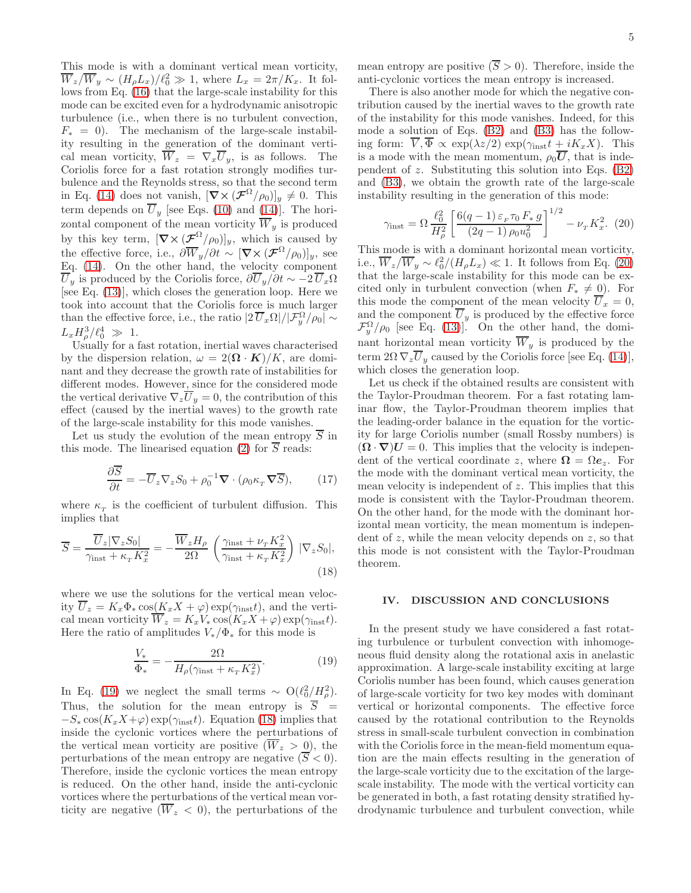This mode is with a dominant vertical mean vorticity, $\overline{W}_z/\overline{W}_y \sim (H_\rho L_x)/\ell_0^2 \gg 1$, where $L_x = 2\pi/K_x$. It follows from Eq. (16) that the large-scale instability for this mode can be excited even for a hydrodynamic anisotropic turbulence (i.e., when there is no turbulent convection, $F_* = 0$). The mechanism of the large-scale instability resulting in the generation of the dominant vertical mean vorticity, $\overline{W}_z = \nabla_x \overline{U}_y$, is as follows. The Coriolis force for a fast rotation strongly modifies turbulence and the Reynolds stress, so that the second term in Eq. (14) does not vanish, $[\boldsymbol{\nabla}\times(\boldsymbol{\mathcal{F}}^\Omega/\rho_0)]_y \neq 0$. This term depends on $\overline{U}_y$ [see Eqs. (10) and (14)]. The horizontal component of the mean vorticity $\overline{W}_y$ is produced by this key term, $[\boldsymbol{\nabla}\times(\boldsymbol{\mathcal{F}}^\Omega/\rho_0)]_y$, which is caused by the effective force, i.e., $\partial\overline{W}_y/\partial t \sim [\boldsymbol{\nabla}\times(\boldsymbol{\mathcal{F}}^\Omega/\rho_0)]_y$, see Eq. (14). On the other hand, the velocity component $\overline{U}_y$ is produced by the Coriolis force, $\partial\overline{U}_y/\partial t \sim -2\,\overline{U}_x\Omega$ [see Eq. (13)], which closes the generation loop. Here we took into account that the Coriolis force is much larger than the effective force, i.e., the ratio $|2\,\overline{U}_x\Omega|/|\mathcal{F}_y^\Omega/\rho_0| \sim L_x H_\rho^3/\ell_0^4 \gg 1$.

Usually for a fast rotation, inertial waves characterised by the dispersion relation, $\omega = 2(\boldsymbol{\Omega}\cdot\boldsymbol{K})/K$, are dominant and they decrease the growth rate of instabilities for different modes. However, since for the considered mode the vertical derivative $\nabla_z\overline{U}_y = 0$, the contribution of this effect (caused by the inertial waves) to the growth rate of the large-scale instability for this mode vanishes.

Let us study the evolution of the mean entropy $\overline{S}$ in this mode. The linearised equation (2) for $\overline{S}$ reads:

$$
\frac{\partial \overline{S}}{\partial t} = -\overline{U}_z \nabla_z S_0 + \rho_0^{-1}\boldsymbol{\nabla}\cdot(\rho_0\kappa_{_T}\boldsymbol{\nabla}\overline{S}), \tag{17}
$$

where $\kappa_{_T}$ is the coefficient of turbulent diffusion. This implies that

$$
\overline{S} = \frac{\overline{U}_z|\nabla_z S_0|}{\gamma_{\rm inst} + \kappa_{_T} K_x^2} = -\frac{\overline{W}_z H_\rho}{2\Omega}\left(\frac{\gamma_{\rm inst} + \nu_{_T} K_x^2}{\gamma_{\rm inst} + \kappa_{_T} K_x^2}\right)|\nabla_z S_0|, \tag{18}
$$

where we use the solutions for the vertical mean velocity $\overline{U}_z = K_x\Phi_*\cos(K_xX+\varphi)\exp(\gamma_{\rm inst}t)$, and the vertical mean vorticity $\overline{W}_z = K_xV_*\cos(K_xX+\varphi)\exp(\gamma_{\rm inst}t)$. Here the ratio of amplitudes $V_*/\Phi_*$ for this mode is

$$
\frac{V_*}{\Phi_*} = -\frac{2\Omega}{H_\rho(\gamma_{\rm inst} + \kappa_{_T} K_x^2)}. \tag{19}
$$

In Eq. (19) we neglect the small terms $\sim {\rm O}(\ell_0^2/H_\rho^2)$. Thus, the solution for the mean entropy is $\overline{S} = -S_*\cos(K_xX+\varphi)\exp(\gamma_{\rm inst}t)$. Equation (18) implies that inside the cyclonic vortices where the perturbations of the vertical mean vorticity are positive ($\overline{W}_z > 0$), the perturbations of the mean entropy are negative ($\overline{S} < 0$). Therefore, inside the cyclonic vortices the mean entropy is reduced. On the other hand, inside the anti-cyclonic vortices where the perturbations of the vertical mean vorticity are negative ($\overline{W}_z < 0$), the perturbations of the mean entropy are positive ($\overline{S} > 0$). Therefore, inside the anti-cyclonic vortices the mean entropy is increased.

There is also another mode for which the negative contribution caused by the inertial waves to the growth rate of the instability for this mode vanishes. Indeed, for this mode a solution of Eqs. (B2) and (B3) has the following form: $\overline{V}, \overline{\Phi} \propto \exp(\lambda z/2)\exp(\gamma_{\rm inst}t + iK_xX)$. This is a mode with the mean momentum, $\rho_0\overline{\boldsymbol{U}}$, that is independent of $z$. Substituting this solution into Eqs. (B2) and (B3), we obtain the growth rate of the large-scale instability resulting in the generation of this mode:

$$
\gamma_{\rm inst} = \Omega\,\frac{\ell_0^2}{H_\rho^2}\left[\frac{6(q-1)\,\varepsilon_{_F}\tau_0\,F_*\,g}{(2q-1)\,\rho_0 u_0^2}\right]^{1/2} - \nu_{_T}K_x^2. \tag{20}
$$

This mode is with a dominant horizontal mean vorticity, i.e., $\overline{W}_z/\overline{W}_y \sim \ell_0^2/(H_\rho L_x) \ll 1$. It follows from Eq. (20) that the large-scale instability for this mode can be excited only in turbulent convection (when $F_* \neq 0$). For this mode the component of the mean velocity $\overline{U}_x = 0$, and the component $\overline{U}_y$ is produced by the effective force $\mathcal{F}_y^\Omega/\rho_0$ [see Eq. (13)]. On the other hand, the dominant horizontal mean vorticity $\overline{W}_y$ is produced by the term $2\Omega\,\nabla_z\overline{U}_y$ caused by the Coriolis force [see Eq. (14)], which closes the generation loop.

Let us check if the obtained results are consistent with the Taylor-Proudman theorem. For a fast rotating laminar flow, the Taylor-Proudman theorem implies that the leading-order balance in the equation for the vorticity for large Coriolis number (small Rossby numbers) is $(\boldsymbol{\Omega}\cdot\boldsymbol{\nabla})\boldsymbol{U} = 0$. This implies that the velocity is independent of the vertical coordinate $z$, where $\boldsymbol{\Omega} = \Omega\boldsymbol{e}_z$. For the mode with the dominant vertical mean vorticity, the mean velocity is independent of $z$. This implies that this mode is consistent with the Taylor-Proudman theorem. On the other hand, for the mode with the dominant horizontal mean vorticity, the mean momentum is independent of $z$, while the mean velocity depends on $z$, so that this mode is not consistent with the Taylor-Proudman theorem.

## IV. DISCUSSION AND CONCLUSIONS

In the present study we have considered a fast rotating turbulence or turbulent convection with inhomogeneous fluid density along the rotational axis in anelastic approximation. A large-scale instability exciting at large Coriolis number has been found, which causes generation of large-scale vorticity for two key modes with dominant vertical or horizontal components. The effective force caused by the rotational contribution to the Reynolds stress in small-scale turbulent convection in combination with the Coriolis force in the mean-field momentum equation are the main effects resulting in the generation of the large-scale vorticity due to the excitation of the large-scale instability. The mode with the vertical vorticity can be generated in both, a fast rotating density stratified hydrodynamic turbulence and turbulent convection, while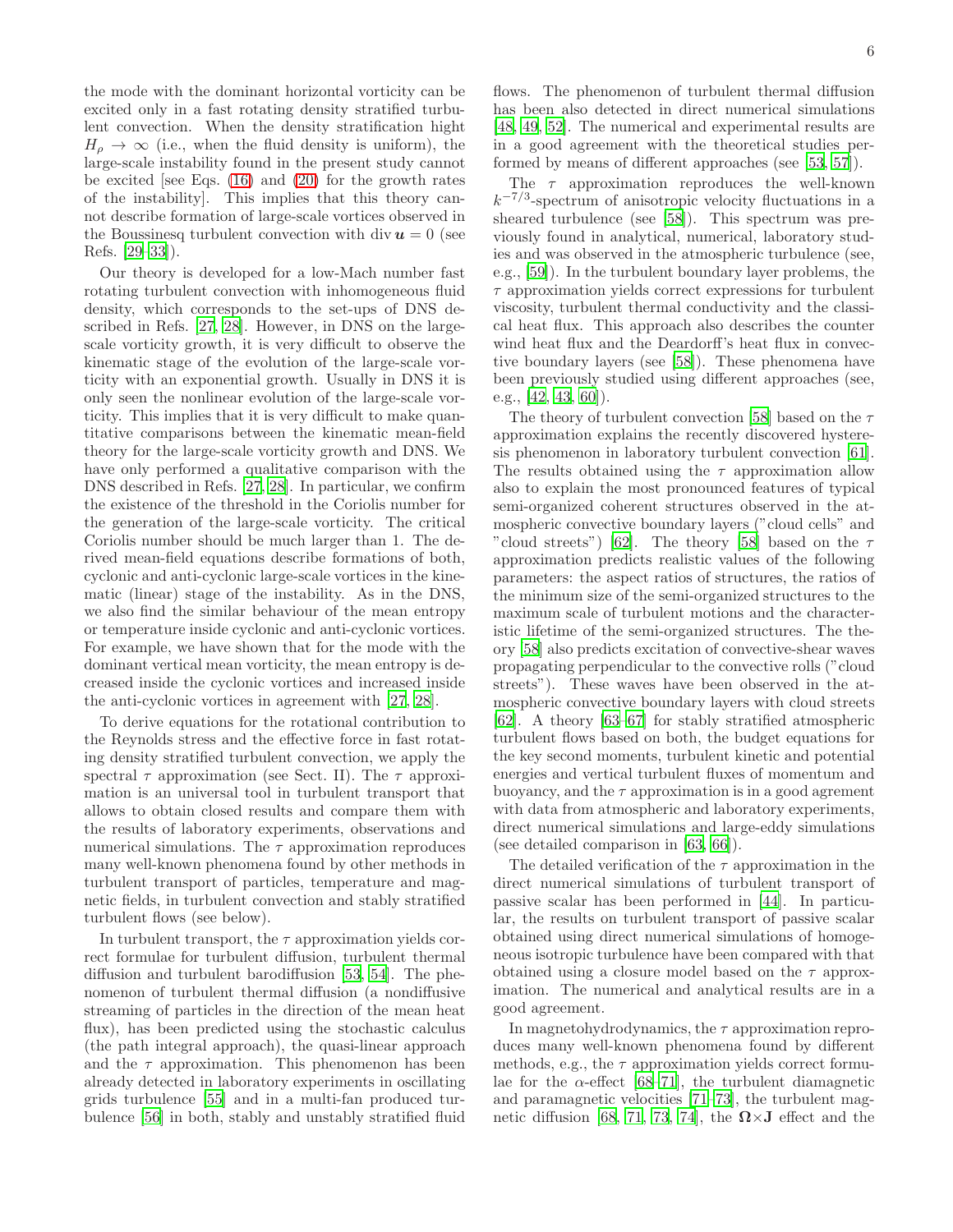the mode with the dominant horizontal vorticity can be excited only in a fast rotating density stratified turbulent convection. When the density stratification hight $H_\rho \to \infty$ (i.e., when the fluid density is uniform), the large-scale instability found in the present study cannot be excited [see Eqs. (16) and (20) for the growth rates of the instability]. This implies that this theory cannot describe formation of large-scale vortices observed in the Boussinesq turbulent convection with $\mathrm{div}\, \boldsymbol{u} = 0$ (see Refs. [29–33]).

Our theory is developed for a low-Mach number fast rotating turbulent convection with inhomogeneous fluid density, which corresponds to the set-ups of DNS described in Refs. [27, 28]. However, in DNS on the large-scale vorticity growth, it is very difficult to observe the kinematic stage of the evolution of the large-scale vorticity with an exponential growth. Usually in DNS it is only seen the nonlinear evolution of the large-scale vorticity. This implies that it is very difficult to make quantitative comparisons between the kinematic mean-field theory for the large-scale vorticity growth and DNS. We have only performed a qualitative comparison with the DNS described in Refs. [27, 28]. In particular, we confirm the existence of the threshold in the Coriolis number for the generation of the large-scale vorticity. The critical Coriolis number should be much larger than 1. The derived mean-field equations describe formations of both, cyclonic and anti-cyclonic large-scale vortices in the kinematic (linear) stage of the instability. As in the DNS, we also find the similar behaviour of the mean entropy or temperature inside cyclonic and anti-cyclonic vortices. For example, we have shown that for the mode with the dominant vertical mean vorticity, the mean entropy is decreased inside the cyclonic vortices and increased inside the anti-cyclonic vortices in agreement with [27, 28].

To derive equations for the rotational contribution to the Reynolds stress and the effective force in fast rotating density stratified turbulent convection, we apply the spectral $\tau$ approximation (see Sect. II). The $\tau$ approximation is an universal tool in turbulent transport that allows to obtain closed results and compare them with the results of laboratory experiments, observations and numerical simulations. The $\tau$ approximation reproduces many well-known phenomena found by other methods in turbulent transport of particles, temperature and magnetic fields, in turbulent convection and stably stratified turbulent flows (see below).

In turbulent transport, the $\tau$ approximation yields correct formulae for turbulent diffusion, turbulent thermal diffusion and turbulent barodiffusion [53, 54]. The phenomenon of turbulent thermal diffusion (a nondiffusive streaming of particles in the direction of the mean heat flux), has been predicted using the stochastic calculus (the path integral approach), the quasi-linear approach and the $\tau$ approximation. This phenomenon has been already detected in laboratory experiments in oscillating grids turbulence [55] and in a multi-fan produced turbulence [56] in both, stably and unstably stratified fluid flows. The phenomenon of turbulent thermal diffusion has been also detected in direct numerical simulations [48, 49, 52]. The numerical and experimental results are in a good agreement with the theoretical studies performed by means of different approaches (see [53, 57]).

The $\tau$ approximation reproduces the well-known $k^{-7/3}$-spectrum of anisotropic velocity fluctuations in a sheared turbulence (see [58]). This spectrum was previously found in analytical, numerical, laboratory studies and was observed in the atmospheric turbulence (see, e.g., [59]). In the turbulent boundary layer problems, the $\tau$ approximation yields correct expressions for turbulent viscosity, turbulent thermal conductivity and the classical heat flux. This approach also describes the counter wind heat flux and the Deardorff's heat flux in convective boundary layers (see [58]). These phenomena have been previously studied using different approaches (see, e.g., [42, 43, 60]).

The theory of turbulent convection [58] based on the $\tau$ approximation explains the recently discovered hysteresis phenomenon in laboratory turbulent convection [61]. The results obtained using the $\tau$ approximation allow also to explain the most pronounced features of typical semi-organized coherent structures observed in the atmospheric convective boundary layers ("cloud cells" and "cloud streets") [62]. The theory [58] based on the $\tau$ approximation predicts realistic values of the following parameters: the aspect ratios of structures, the ratios of the minimum size of the semi-organized structures to the maximum scale of turbulent motions and the characteristic lifetime of the semi-organized structures. The theory [58] also predicts excitation of convective-shear waves propagating perpendicular to the convective rolls ("cloud streets"). These waves have been observed in the atmospheric convective boundary layers with cloud streets [62]. A theory [63–67] for stably stratified atmospheric turbulent flows based on both, the budget equations for the key second moments, turbulent kinetic and potential energies and vertical turbulent fluxes of momentum and buoyancy, and the $\tau$ approximation is in a good agrement with data from atmospheric and laboratory experiments, direct numerical simulations and large-eddy simulations (see detailed comparison in [63, 66]).

The detailed verification of the $\tau$ approximation in the direct numerical simulations of turbulent transport of passive scalar has been performed in [44]. In particular, the results on turbulent transport of passive scalar obtained using direct numerical simulations of homogeneous isotropic turbulence have been compared with that obtained using a closure model based on the $\tau$ approximation. The numerical and analytical results are in a good agreement.

In magnetohydrodynamics, the $\tau$ approximation reproduces many well-known phenomena found by different methods, e.g., the $\tau$ approximation yields correct formulae for the $\alpha$-effect [68–71], the turbulent diamagnetic and paramagnetic velocities [71–73], the turbulent magnetic diffusion [68, 71, 73, 74], the $\boldsymbol{\Omega}\times\mathbf{J}$ effect and the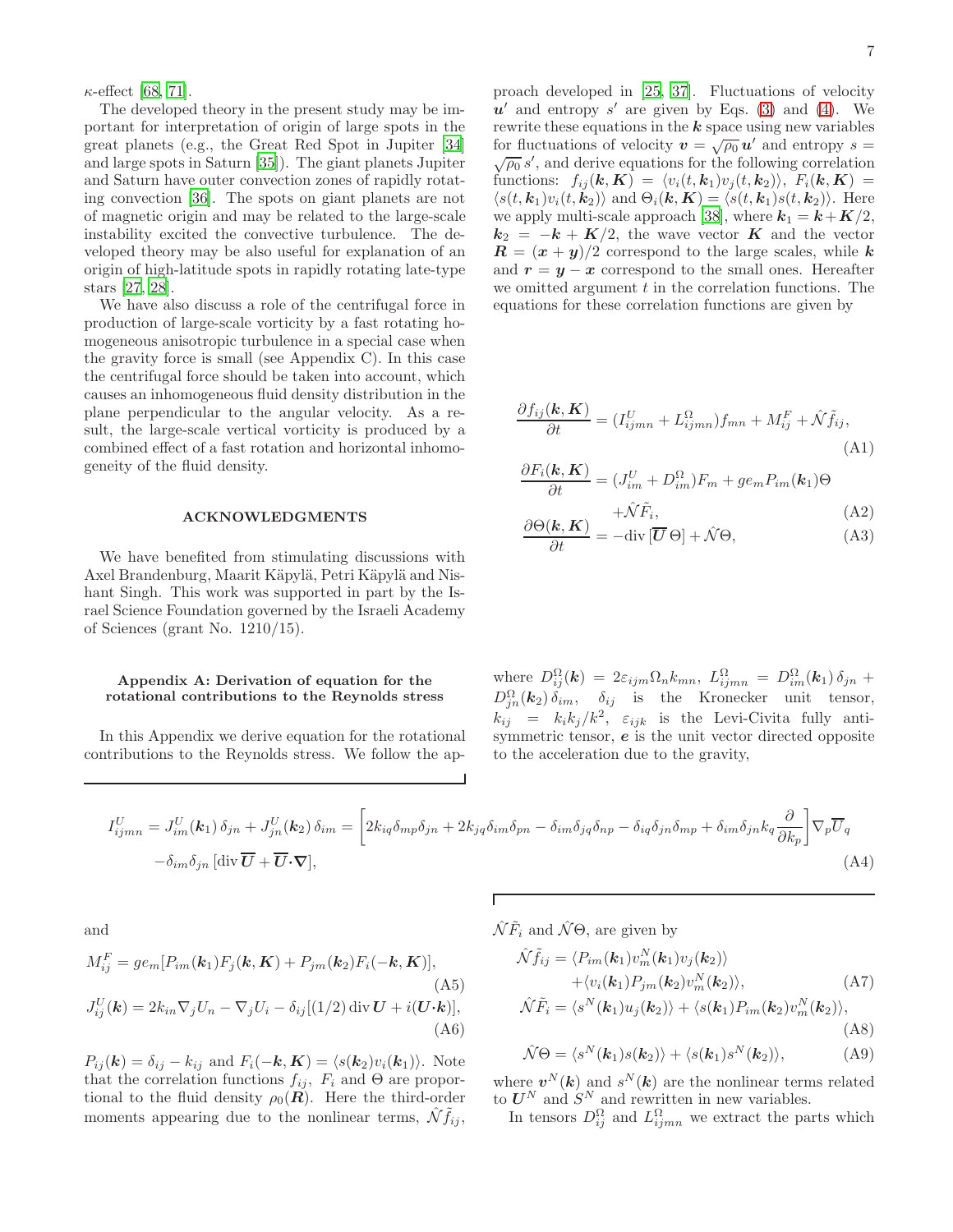$\kappa$-effect [68, 71].

The developed theory in the present study may be important for interpretation of origin of large spots in the great planets (e.g., the Great Red Spot in Jupiter [34] and large spots in Saturn [35]). The giant planets Jupiter and Saturn have outer convection zones of rapidly rotating convection [36]. The spots on giant planets are not of magnetic origin and may be related to the large-scale instability excited the convective turbulence. The developed theory may be also useful for explanation of an origin of high-latitude spots in rapidly rotating late-type stars [27, 28].

We have also discuss a role of the centrifugal force in production of large-scale vorticity by a fast rotating homogeneous anisotropic turbulence in a special case when the gravity force is small (see Appendix C). In this case the centrifugal force should be taken into account, which causes an inhomogeneous fluid density distribution in the plane perpendicular to the angular velocity. As a result, the large-scale vertical vorticity is produced by a combined effect of a fast rotation and horizontal inhomogeneity of the fluid density.

## ACKNOWLEDGMENTS

We have benefited from stimulating discussions with Axel Brandenburg, Maarit Käpylä, Petri Käpylä and Nishant Singh. This work was supported in part by the Israel Science Foundation governed by the Israeli Academy of Sciences (grant No. 1210/15).

### Appendix A: Derivation of equation for the rotational contributions to the Reynolds stress

In this Appendix we derive equation for the rotational contributions to the Reynolds stress. We follow the approach developed in [25, 37]. Fluctuations of velocity $\boldsymbol{u}'$ and entropy $s'$ are given by Eqs. (3) and (4). We rewrite these equations in the $\boldsymbol{k}$ space using new variables for fluctuations of velocity $\boldsymbol{v} = \sqrt{\rho_0}\,\boldsymbol{u}'$ and entropy $s = \sqrt{\rho_0}\,s'$, and derive equations for the following correlation functions: $f_{ij}(\boldsymbol{k},\boldsymbol{K}) = \langle v_i(t,\boldsymbol{k}_1) v_j(t,\boldsymbol{k}_2)\rangle$, $F_i(\boldsymbol{k},\boldsymbol{K}) = \langle s(t,\boldsymbol{k}_1) v_i(t,\boldsymbol{k}_2)\rangle$ and $\Theta_i(\boldsymbol{k},\boldsymbol{K}) = \langle s(t,\boldsymbol{k}_1) s(t,\boldsymbol{k}_2)\rangle$. Here we apply multi-scale approach [38], where $\boldsymbol{k}_1 = \boldsymbol{k} + \boldsymbol{K}/2$, $\boldsymbol{k}_2 = -\boldsymbol{k} + \boldsymbol{K}/2$, the wave vector $\boldsymbol{K}$ and the vector $\boldsymbol{R} = (\boldsymbol{x}+\boldsymbol{y})/2$ correspond to the large scales, while $\boldsymbol{k}$ and $\boldsymbol{r} = \boldsymbol{y} - \boldsymbol{x}$ correspond to the small ones. Hereafter we omitted argument $t$ in the correlation functions. The equations for these correlation functions are given by

$$
\frac{\partial f_{ij}(\boldsymbol{k},\boldsymbol{K})}{\partial t} = (I^U_{ijmn} + L^\Omega_{ijmn}) f_{mn} + M^F_{ij} + \hat{\mathcal{N}}\tilde{f}_{ij}, \tag{A1}
$$

$$
\frac{\partial F_i(\boldsymbol{k},\boldsymbol{K})}{\partial t} = (J^U_{im} + D^\Omega_{im}) F_m + g e_m P_{im}(\boldsymbol{k}_1)\Theta + \hat{\mathcal{N}}\tilde{F}_i, \tag{A2}
$$

$$
\frac{\partial \Theta(\boldsymbol{k},\boldsymbol{K})}{\partial t} = -\mathrm{div}\,[\overline{\boldsymbol{U}}\,\Theta] + \hat{\mathcal{N}}\Theta, \tag{A3}
$$

where $D^\Omega_{ij}(\boldsymbol{k}) = 2\varepsilon_{ijm}\Omega_n k_{mn}$, $L^\Omega_{ijmn} = D^\Omega_{im}(\boldsymbol{k}_1)\,\delta_{jn} + D^\Omega_{jn}(\boldsymbol{k}_2)\,\delta_{im}$, $\delta_{ij}$ is the Kronecker unit tensor, $k_{ij} = k_i k_j / k^2$, $\varepsilon_{ijk}$ is the Levi-Civita fully antisymmetric tensor, $\boldsymbol{e}$ is the unit vector directed opposite to the acceleration due to the gravity,

$$
I^U_{ijmn} = J^U_{im}(\boldsymbol{k}_1)\,\delta_{jn} + J^U_{jn}(\boldsymbol{k}_2)\,\delta_{im} = \left[2k_{iq}\delta_{mp}\delta_{jn} + 2k_{jq}\delta_{im}\delta_{pn} - \delta_{im}\delta_{jq}\delta_{np} - \delta_{iq}\delta_{jn}\delta_{mp} + \delta_{im}\delta_{jn} k_q \frac{\partial}{\partial k_p}\right]\nabla_p \overline{U}_q
$$
$$
-\delta_{im}\delta_{jn}\,[\mathrm{div}\,\overline{\boldsymbol{U}} + \overline{\boldsymbol{U}}\boldsymbol{\cdot}\boldsymbol{\nabla}], \tag{A4}
$$

and

$$
M^F_{ij} = g e_m [P_{im}(\boldsymbol{k}_1) F_j(\boldsymbol{k},\boldsymbol{K}) + P_{jm}(\boldsymbol{k}_2) F_i(-\boldsymbol{k},\boldsymbol{K})], \tag{A5}
$$

$$
J^U_{ij}(\boldsymbol{k}) = 2k_{in}\nabla_j U_n - \nabla_j U_i - \delta_{ij}[(1/2)\,\mathrm{div}\,\boldsymbol{U} + i(\boldsymbol{U}\boldsymbol{\cdot}\boldsymbol{k})], \tag{A6}
$$

$P_{ij}(\boldsymbol{k}) = \delta_{ij} - k_{ij}$ and $F_i(-\boldsymbol{k},\boldsymbol{K}) = \langle s(\boldsymbol{k}_2) v_i(\boldsymbol{k}_1)\rangle$. Note that the correlation functions $f_{ij}$, $F_i$ and $\Theta$ are proportional to the fluid density $\rho_0(\boldsymbol{R})$. Here the third-order moments appearing due to the nonlinear terms, $\hat{\mathcal{N}}\tilde{f}_{ij}$, $\hat{\mathcal{N}}\tilde{F}_i$ and $\hat{\mathcal{N}}\Theta$, are given by

$$
\hat{\mathcal{N}}\tilde{f}_{ij} = \langle P_{im}(\boldsymbol{k}_1) v^N_m(\boldsymbol{k}_1) v_j(\boldsymbol{k}_2)\rangle + \langle v_i(\boldsymbol{k}_1) P_{jm}(\boldsymbol{k}_2) v^N_m(\boldsymbol{k}_2)\rangle, \tag{A7}
$$

$$
\hat{\mathcal{N}}\tilde{F}_i = \langle s^N(\boldsymbol{k}_1) u_j(\boldsymbol{k}_2)\rangle + \langle s(\boldsymbol{k}_1) P_{im}(\boldsymbol{k}_2) v^N_m(\boldsymbol{k}_2)\rangle, \tag{A8}
$$

$$
\hat{\mathcal{N}}\Theta = \langle s^N(\boldsymbol{k}_1) s(\boldsymbol{k}_2)\rangle + \langle s(\boldsymbol{k}_1) s^N(\boldsymbol{k}_2)\rangle, \tag{A9}
$$

where $\boldsymbol{v}^N(\boldsymbol{k})$ and $s^N(\boldsymbol{k})$ are the nonlinear terms related to $\boldsymbol{U}^N$ and $S^N$ and rewritten in new variables.

In tensors $D^\Omega_{ij}$ and $L^\Omega_{ijmn}$ we extract the parts which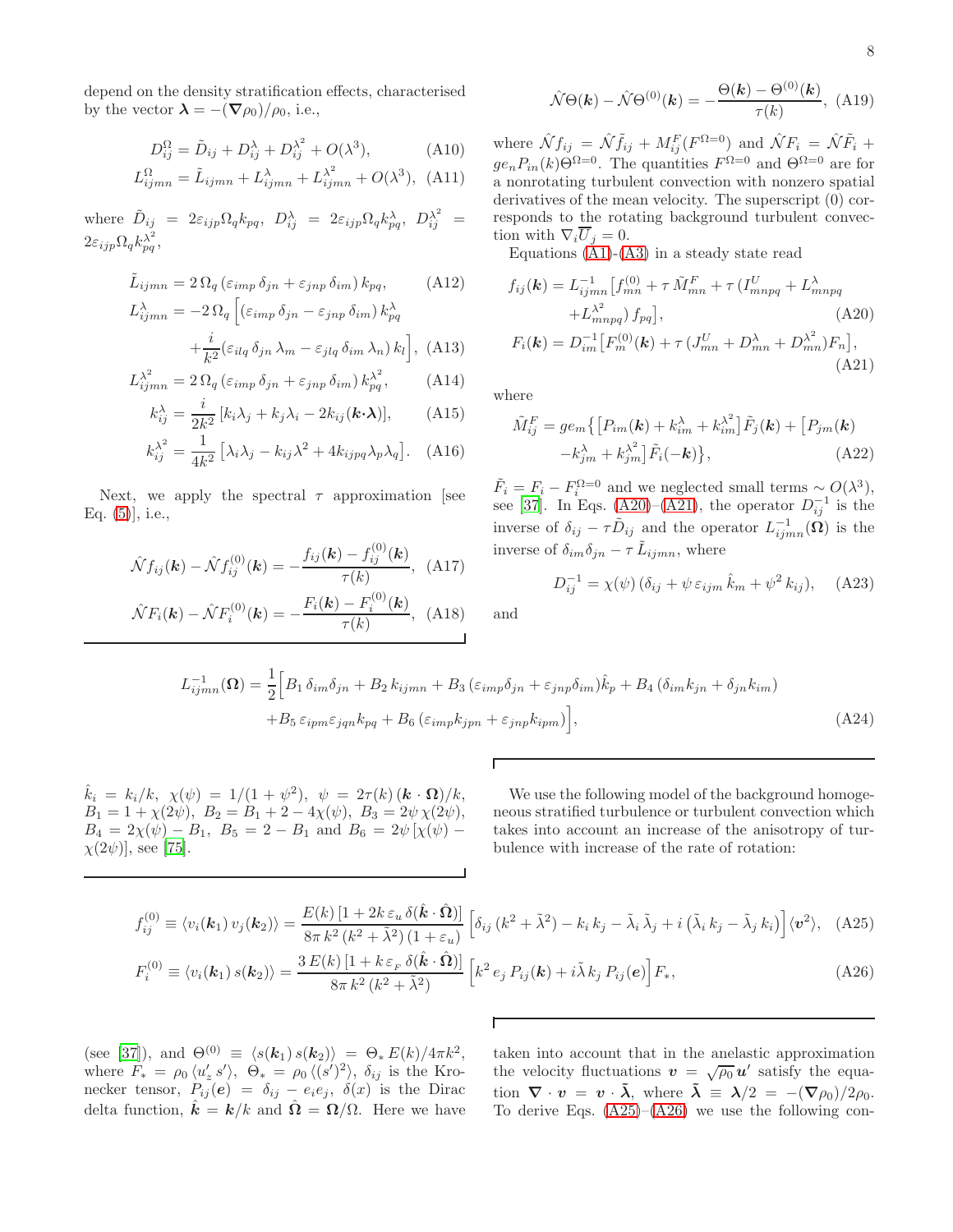depend on the density stratification effects, characterised by the vector $\boldsymbol{\lambda} = -(\boldsymbol{\nabla}\rho_0)/\rho_0$, i.e.,

$$D^{\Omega}_{ij} = \tilde{D}_{ij} + D^{\lambda}_{ij} + D^{\lambda^2}_{ij} + O(\lambda^3), \tag{A10}$$

$$L^{\Omega}_{ijmn} = \tilde{L}_{ijmn} + L^{\lambda}_{ijmn} + L^{\lambda^2}_{ijmn} + O(\lambda^3), \tag{A11}$$

where $\tilde{D}_{ij} = 2\varepsilon_{ijp}\Omega_q k_{pq}$, $D^{\lambda}_{ij} = 2\varepsilon_{ijp}\Omega_q k^{\lambda}_{pq}$, $D^{\lambda^2}_{ij} = 2\varepsilon_{ijp}\Omega_q k^{\lambda^2}_{pq}$,

$$\tilde{L}_{ijmn} = 2\,\Omega_q\,(\varepsilon_{imp}\,\delta_{jn} + \varepsilon_{jnp}\,\delta_{im})\,k_{pq}, \tag{A12}$$

$$L^{\lambda}_{ijmn} = -2\,\Omega_q\,\Big[(\varepsilon_{imp}\,\delta_{jn} - \varepsilon_{jnp}\,\delta_{im})\,k^{\lambda}_{pq} + \frac{i}{k^2}(\varepsilon_{ilq}\,\delta_{jn}\,\lambda_m - \varepsilon_{jlq}\,\delta_{im}\,\lambda_n)\,k_l\Big], \tag{A13}$$

$$L^{\lambda^2}_{ijmn} = 2\,\Omega_q\,(\varepsilon_{imp}\,\delta_{jn} + \varepsilon_{jnp}\,\delta_{im})\,k^{\lambda^2}_{pq}, \tag{A14}$$

$$k^{\lambda}_{ij} = \frac{i}{2k^2}\,[k_i\lambda_j + k_j\lambda_i - 2k_{ij}(\boldsymbol{k}{\cdot}\boldsymbol{\lambda})], \tag{A15}$$

$$k^{\lambda^2}_{ij} = \frac{1}{4k^2}\,\big[\lambda_i\lambda_j - k_{ij}\lambda^2 + 4k_{ijpq}\lambda_p\lambda_q\big]. \tag{A16}$$

Next, we apply the spectral $\tau$ approximation [see Eq. (5)], i.e.,

$$\hat{\mathcal{N}} f_{ij}(\boldsymbol{k}) - \hat{\mathcal{N}} f^{(0)}_{ij}(\boldsymbol{k}) = -\frac{f_{ij}(\boldsymbol{k}) - f^{(0)}_{ij}(\boldsymbol{k})}{\tau(k)}, \tag{A17}$$

$$\hat{\mathcal{N}} F_i(\boldsymbol{k}) - \hat{\mathcal{N}} F^{(0)}_i(\boldsymbol{k}) = -\frac{F_i(\boldsymbol{k}) - F^{(0)}_i(\boldsymbol{k})}{\tau(k)}, \tag{A18}$$

$$\hat{\mathcal{N}}\Theta(\boldsymbol{k}) - \hat{\mathcal{N}}\Theta^{(0)}(\boldsymbol{k}) = -\frac{\Theta(\boldsymbol{k}) - \Theta^{(0)}(\boldsymbol{k})}{\tau(k)}, \tag{A19}$$

where $\hat{\mathcal{N}} f_{ij} = \hat{\mathcal{N}} \tilde{f}_{ij} + M^F_{ij}(F^{\Omega=0})$ and $\hat{\mathcal{N}} F_i = \hat{\mathcal{N}} \tilde{F}_i + g e_n P_{in}(k)\Theta^{\Omega=0}$. The quantities $F^{\Omega=0}$ and $\Theta^{\Omega=0}$ are for a nonrotating turbulent convection with nonzero spatial derivatives of the mean velocity. The superscript (0) corresponds to the rotating background turbulent convection with $\nabla_i \overline{U}_j = 0$.

Equations (A1)-(A3) in a steady state read

$$f_{ij}(\boldsymbol{k}) = L^{-1}_{ijmn}\big[f^{(0)}_{mn} + \tau\,\tilde{M}^F_{mn} + \tau\,(I^U_{mnpq} + L^{\lambda}_{mnpq} + L^{\lambda^2}_{mnpq})\,f_{pq}\big], \tag{A20}$$

$$F_i(\boldsymbol{k}) = D^{-1}_{im}\big[F^{(0)}_m(\boldsymbol{k}) + \tau\,(J^U_{mn} + D^{\lambda}_{mn} + D^{\lambda^2}_{mn})F_n\big], \tag{A21}$$

where

$$\tilde{M}^F_{ij} = g e_m\big\{\big[P_{im}(\boldsymbol{k}) + k^{\lambda}_{im} + k^{\lambda^2}_{im}\big]\tilde{F}_j(\boldsymbol{k}) + \big[P_{jm}(\boldsymbol{k}) - k^{\lambda}_{jm} + k^{\lambda^2}_{jm}\big]\tilde{F}_i(-\boldsymbol{k})\big\}, \tag{A22}$$

$\tilde{F}_i = F_i - F^{\Omega=0}_i$ and we neglected small terms $\sim O(\lambda^3)$, see [37]. In Eqs. (A20)–(A21), the operator $D^{-1}_{ij}$ is the inverse of $\delta_{ij} - \tau\tilde{D}_{ij}$ and the operator $L^{-1}_{ijmn}(\boldsymbol{\Omega})$ is the inverse of $\delta_{im}\delta_{jn} - \tau\,\tilde{L}_{ijmn}$, where

$$D^{-1}_{ij} = \chi(\psi)\,(\delta_{ij} + \psi\,\varepsilon_{ijm}\,\hat{k}_m + \psi^2\,k_{ij}), \tag{A23}$$

and

$$L^{-1}_{ijmn}(\boldsymbol{\Omega}) = \frac{1}{2}\Big[B_1\,\delta_{im}\delta_{jn} + B_2\,k_{ijmn} + B_3\,(\varepsilon_{imp}\delta_{jn} + \varepsilon_{jnp}\delta_{im})\hat{k}_p + B_4\,(\delta_{im}k_{jn} + \delta_{jn}k_{im}) + B_5\,\varepsilon_{ipm}\varepsilon_{jqn}k_{pq} + B_6\,(\varepsilon_{imp}k_{jpn} + \varepsilon_{jnp}k_{ipm})\Big], \tag{A24}$$

$\hat{k}_i = k_i/k$, $\chi(\psi) = 1/(1+\psi^2)$, $\psi = 2\tau(k)\,(\boldsymbol{k}\cdot\boldsymbol{\Omega})/k$, $B_1 = 1 + \chi(2\psi)$, $B_2 = B_1 + 2 - 4\chi(\psi)$, $B_3 = 2\psi\,\chi(2\psi)$, $B_4 = 2\chi(\psi) - B_1$, $B_5 = 2 - B_1$ and $B_6 = 2\psi\,[\chi(\psi) - \chi(2\psi)]$, see [75].

We use the following model of the background homogeneous stratified turbulence or turbulent convection which takes into account an increase of the anisotropy of turbulence with increase of the rate of rotation:

$$f^{(0)}_{ij} \equiv \langle v_i(\boldsymbol{k}_1)\,v_j(\boldsymbol{k}_2)\rangle = \frac{E(k)\,[1 + 2k\,\varepsilon_u\,\delta(\hat{\boldsymbol{k}}\cdot\hat{\boldsymbol{\Omega}})]}{8\pi\,k^2\,(k^2 + \tilde{\lambda}^2)\,(1+\varepsilon_u)}\,\Big[\delta_{ij}\,(k^2 + \tilde{\lambda}^2) - k_i\,k_j - \tilde{\lambda}_i\,\tilde{\lambda}_j + i\,(\tilde{\lambda}_i\,k_j - \tilde{\lambda}_j\,k_i)\Big]\,\langle \boldsymbol{v}^2\rangle, \tag{A25}$$

$$F^{(0)}_i \equiv \langle v_i(\boldsymbol{k}_1)\,s(\boldsymbol{k}_2)\rangle = \frac{3\,E(k)\,[1 + k\,\varepsilon_{_F}\,\delta(\hat{\boldsymbol{k}}\cdot\hat{\boldsymbol{\Omega}})]}{8\pi\,k^2\,(k^2 + \tilde{\lambda}^2)}\,\Big[k^2\,e_j\,P_{ij}(\boldsymbol{k}) + i\tilde{\lambda}\,k_j\,P_{ij}(\boldsymbol{e})\Big]F_*, \tag{A26}$$

(see [37]), and $\Theta^{(0)} \equiv \langle s(\boldsymbol{k}_1)\,s(\boldsymbol{k}_2)\rangle = \Theta_*\,E(k)/4\pi k^2$, where $F_* = \rho_0\,\langle u'_z\,s'\rangle$, $\Theta_* = \rho_0\,\langle (s')^2\rangle$, $\delta_{ij}$ is the Kronecker tensor, $P_{ij}(\boldsymbol{e}) = \delta_{ij} - e_i e_j$, $\delta(x)$ is the Dirac delta function, $\hat{\boldsymbol{k}} = \boldsymbol{k}/k$ and $\hat{\boldsymbol{\Omega}} = \boldsymbol{\Omega}/\Omega$. Here we have taken into account that in the anelastic approximation the velocity fluctuations $\boldsymbol{v} = \sqrt{\rho_0}\,\boldsymbol{u}'$ satisfy the equation $\boldsymbol{\nabla}\cdot\boldsymbol{v} = \boldsymbol{v}\cdot\tilde{\boldsymbol{\lambda}}$, where $\tilde{\boldsymbol{\lambda}} \equiv \boldsymbol{\lambda}/2 = -(\boldsymbol{\nabla}\rho_0)/2\rho_0$. To derive Eqs. (A25)–(A26) we use the following con-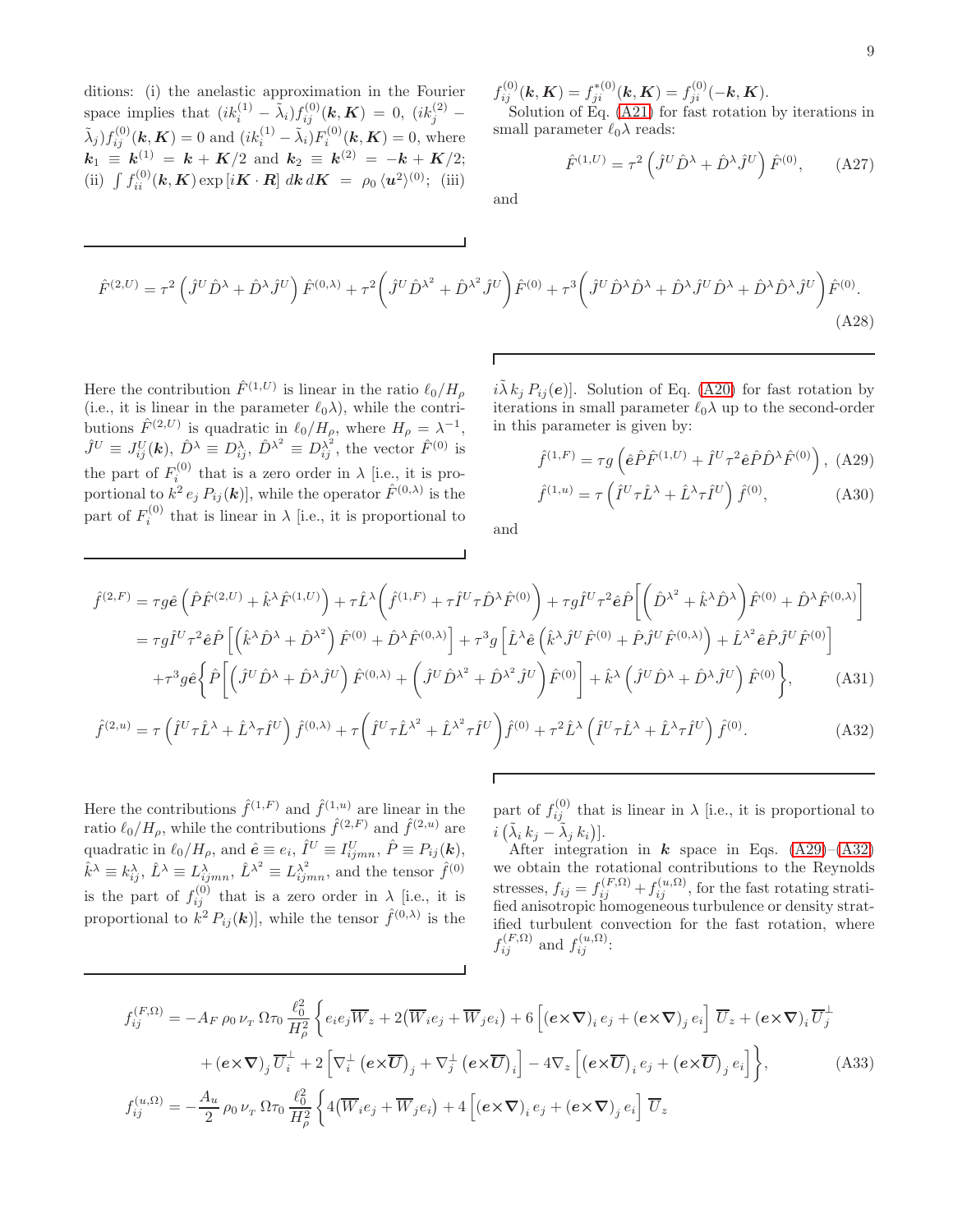ditions: (i) the anelastic approximation in the Fourier space implies that $(ik_i^{(1)} - \tilde{\lambda}_i) f_{ij}^{(0)}(\boldsymbol{k},\boldsymbol{K}) = 0$, $(ik_j^{(2)} - \tilde{\lambda}_j) f_{ij}^{(0)}(\boldsymbol{k},\boldsymbol{K}) = 0$ and $(ik_i^{(1)} - \tilde{\lambda}_i) F_i^{(0)}(\boldsymbol{k},\boldsymbol{K}) = 0$, where $\boldsymbol{k}_1 \equiv \boldsymbol{k}^{(1)} = \boldsymbol{k} + \boldsymbol{K}/2$ and $\boldsymbol{k}_2 \equiv \boldsymbol{k}^{(2)} = -\boldsymbol{k} + \boldsymbol{K}/2$; (ii) $\int f_{ii}^{(0)}(\boldsymbol{k},\boldsymbol{K}) \exp[i\boldsymbol{K}\cdot\boldsymbol{R}]\, d\boldsymbol{k}\, d\boldsymbol{K} = \rho_0 \langle \boldsymbol{u}^2 \rangle^{(0)}$; (iii) $f_{ij}^{(0)}(\boldsymbol{k},\boldsymbol{K}) = f_{ji}^{*(0)}(\boldsymbol{k},\boldsymbol{K}) = f_{ji}^{(0)}(-\boldsymbol{k},\boldsymbol{K})$.

Solution of Eq. (A21) for fast rotation by iterations in small parameter $\ell_0\lambda$ reads:

$$
\hat{F}^{(1,U)} = \tau^2 \left( \hat{J}^U \hat{D}^\lambda + \hat{D}^\lambda \hat{J}^U \right) \hat{F}^{(0)}, \tag{A27}
$$

and

$$
\hat{F}^{(2,U)} = \tau^2 \left( \hat{J}^U \hat{D}^\lambda + \hat{D}^\lambda \hat{J}^U \right) \hat{F}^{(0,\lambda)} + \tau^2 \left( \hat{J}^U \hat{D}^{\lambda^2} + \hat{D}^{\lambda^2} \hat{J}^U \right) \hat{F}^{(0)} + \tau^3 \left( \hat{J}^U \hat{D}^\lambda \hat{D}^\lambda + \hat{D}^\lambda \hat{J}^U \hat{D}^\lambda + \hat{D}^\lambda \hat{D}^\lambda \hat{J}^U \right) \hat{F}^{(0)}. \tag{A28}
$$

Here the contribution $\hat{F}^{(1,U)}$ is linear in the ratio $\ell_0/H_\rho$ (i.e., it is linear in the parameter $\ell_0\lambda$), while the contributions $\hat{F}^{(2,U)}$ is quadratic in $\ell_0/H_\rho$, where $H_\rho = \lambda^{-1}$, $\hat{J}^U \equiv J_{ij}^U(\boldsymbol{k})$, $\hat{D}^\lambda \equiv D_{ij}^\lambda$, $\hat{D}^{\lambda^2} \equiv D_{ij}^{\lambda^2}$, the vector $\hat{F}^{(0)}$ is the part of $F_i^{(0)}$ that is a zero order in $\lambda$ [i.e., it is proportional to $k^2 e_j P_{ij}(\boldsymbol{k})$], while the operator $\hat{F}^{(0,\lambda)}$ is the part of $F_i^{(0)}$ that is linear in $\lambda$ [i.e., it is proportional to $i\tilde{\lambda}\, k_j\, P_{ij}(\boldsymbol{e})$]. Solution of Eq. (A20) for fast rotation by iterations in small parameter $\ell_0\lambda$ up to the second-order in this parameter is given by:

$$
\hat{f}^{(1,F)} = \tau g \left( \hat{\boldsymbol{e}} \hat{P} \hat{F}^{(1,U)} + \hat{I}^U \tau^2 \hat{\boldsymbol{e}} \hat{P} \hat{D}^\lambda \hat{F}^{(0)} \right), \tag{A29}
$$

$$
\hat{f}^{(1,u)} = \tau \left( \hat{I}^U \tau \hat{L}^\lambda + \hat{L}^\lambda \tau \hat{I}^U \right) \hat{f}^{(0)}, \tag{A30}
$$

and

$$
\begin{aligned}
\hat{f}^{(2,F)} &= \tau g \hat{\boldsymbol{e}} \left( \hat{P} \hat{F}^{(2,U)} + \hat{k}^\lambda \hat{F}^{(1,U)} \right) + \tau \hat{L}^\lambda \left( \hat{f}^{(1,F)} + \tau \hat{I}^U \tau \hat{D}^\lambda \hat{F}^{(0)} \right) + \tau g \hat{I}^U \tau^2 \hat{\boldsymbol{e}} \hat{P} \left[ \left( \hat{D}^{\lambda^2} + \hat{k}^\lambda \hat{D}^\lambda \right) \hat{F}^{(0)} + \hat{D}^\lambda \hat{F}^{(0,\lambda)} \right] \\
&= \tau g \hat{I}^U \tau^2 \hat{\boldsymbol{e}} \hat{P} \left[ \left( \hat{k}^\lambda \hat{D}^\lambda + \hat{D}^{\lambda^2} \right) \hat{F}^{(0)} + \hat{D}^\lambda \hat{F}^{(0,\lambda)} \right] + \tau^3 g \left[ \hat{L}^\lambda \hat{\boldsymbol{e}} \left( \hat{k}^\lambda \hat{J}^U \hat{F}^{(0)} + \hat{P} \hat{J}^U \hat{F}^{(0,\lambda)} \right) + \hat{L}^{\lambda^2} \hat{\boldsymbol{e}} \hat{P} \hat{J}^U \hat{F}^{(0)} \right] \\
&\quad + \tau^3 g \hat{\boldsymbol{e}} \biggl\{ \hat{P} \left[ \left( \hat{J}^U \hat{D}^\lambda + \hat{D}^\lambda \hat{J}^U \right) \hat{F}^{(0,\lambda)} + \left( \hat{J}^U \hat{D}^{\lambda^2} + \hat{D}^{\lambda^2} \hat{J}^U \right) \hat{F}^{(0)} \right] + \hat{k}^\lambda \left( \hat{J}^U \hat{D}^\lambda + \hat{D}^\lambda \hat{J}^U \right) \hat{F}^{(0)} \biggr\},
\end{aligned} \tag{A31}
$$

$$
\hat{f}^{(2,u)} = \tau \left( \hat{I}^U \tau \hat{L}^\lambda + \hat{L}^\lambda \tau \hat{I}^U \right) \hat{f}^{(0,\lambda)} + \tau \left( \hat{I}^U \tau \hat{L}^{\lambda^2} + \hat{L}^{\lambda^2} \tau \hat{I}^U \right) \hat{f}^{(0)} + \tau^2 \hat{L}^\lambda \left( \hat{I}^U \tau \hat{L}^\lambda + \hat{L}^\lambda \tau \hat{I}^U \right) \hat{f}^{(0)}. \tag{A32}
$$

Here the contributions $\hat{f}^{(1,F)}$ and $\hat{f}^{(1,u)}$ are linear in the ratio $\ell_0/H_\rho$, while the contributions $\hat{f}^{(2,F)}$ and $\hat{f}^{(2,u)}$ are quadratic in $\ell_0/H_\rho$, and $\hat{\boldsymbol{e}} \equiv e_i$, $\hat{I}^U \equiv I_{ijmn}^U$, $\hat{P} \equiv P_{ij}(\boldsymbol{k})$, $\hat{k}^\lambda \equiv k_{ij}^\lambda$, $\hat{L}^\lambda \equiv L_{ijmn}^\lambda$, $\hat{L}^{\lambda^2} \equiv L_{ijmn}^{\lambda^2}$, and the tensor $\hat{f}^{(0)}$ is the part of $f_{ij}^{(0)}$ that is a zero order in $\lambda$ [i.e., it is proportional to $k^2 P_{ij}(\boldsymbol{k})$], while the tensor $\hat{f}^{(0,\lambda)}$ is the part of $f_{ij}^{(0)}$ that is linear in $\lambda$ [i.e., it is proportional to $i\left(\tilde{\lambda}_i\, k_j - \tilde{\lambda}_j\, k_i\right)$].

After integration in $\boldsymbol{k}$ space in Eqs. (A29)–(A32) we obtain the rotational contributions to the Reynolds stresses, $f_{ij} = f_{ij}^{(F,\Omega)} + f_{ij}^{(u,\Omega)}$, for the fast rotating stratified anisotropic homogeneous turbulence or density stratified turbulent convection for the fast rotation, where $f_{ij}^{(F,\Omega)}$ and $f_{ij}^{(u,\Omega)}$:

$$
\begin{aligned}
f_{ij}^{(F,\Omega)} = -A_F\, \rho_0\, \nu_{_T}\, \Omega\tau_0\, \frac{\ell_0^2}{H_\rho^2} \biggl\{ & e_i e_j \overline{W}_z + 2\left(\overline{W}_i e_j + \overline{W}_j e_i\right) + 6 \left[ (\boldsymbol{e}\times\boldsymbol{\nabla})_i\, e_j + (\boldsymbol{e}\times\boldsymbol{\nabla})_j\, e_i \right] \overline{U}_z + (\boldsymbol{e}\times\boldsymbol{\nabla})_i\, \overline{U}_j^\perp \\
& + (\boldsymbol{e}\times\boldsymbol{\nabla})_j\, \overline{U}_i^\perp + 2\left[ \nabla_i^\perp \left(\boldsymbol{e}\times\overline{\boldsymbol{U}}\right)_j + \nabla_j^\perp \left(\boldsymbol{e}\times\overline{\boldsymbol{U}}\right)_i \right] - 4\nabla_z \left[ \left(\boldsymbol{e}\times\overline{\boldsymbol{U}}\right)_i e_j + \left(\boldsymbol{e}\times\overline{\boldsymbol{U}}\right)_j e_i \right] \biggr\},
\end{aligned} \tag{A33}
$$

$$
f_{ij}^{(u,\Omega)} = -\frac{A_u}{2}\, \rho_0\, \nu_{_T}\, \Omega\tau_0\, \frac{\ell_0^2}{H_\rho^2} \biggl\{ 4\left(\overline{W}_i e_j + \overline{W}_j e_i\right) + 4 \left[ (\boldsymbol{e}\times\boldsymbol{\nabla})_i\, e_j + (\boldsymbol{e}\times\boldsymbol{\nabla})_j\, e_i \right] \overline{U}_z
$$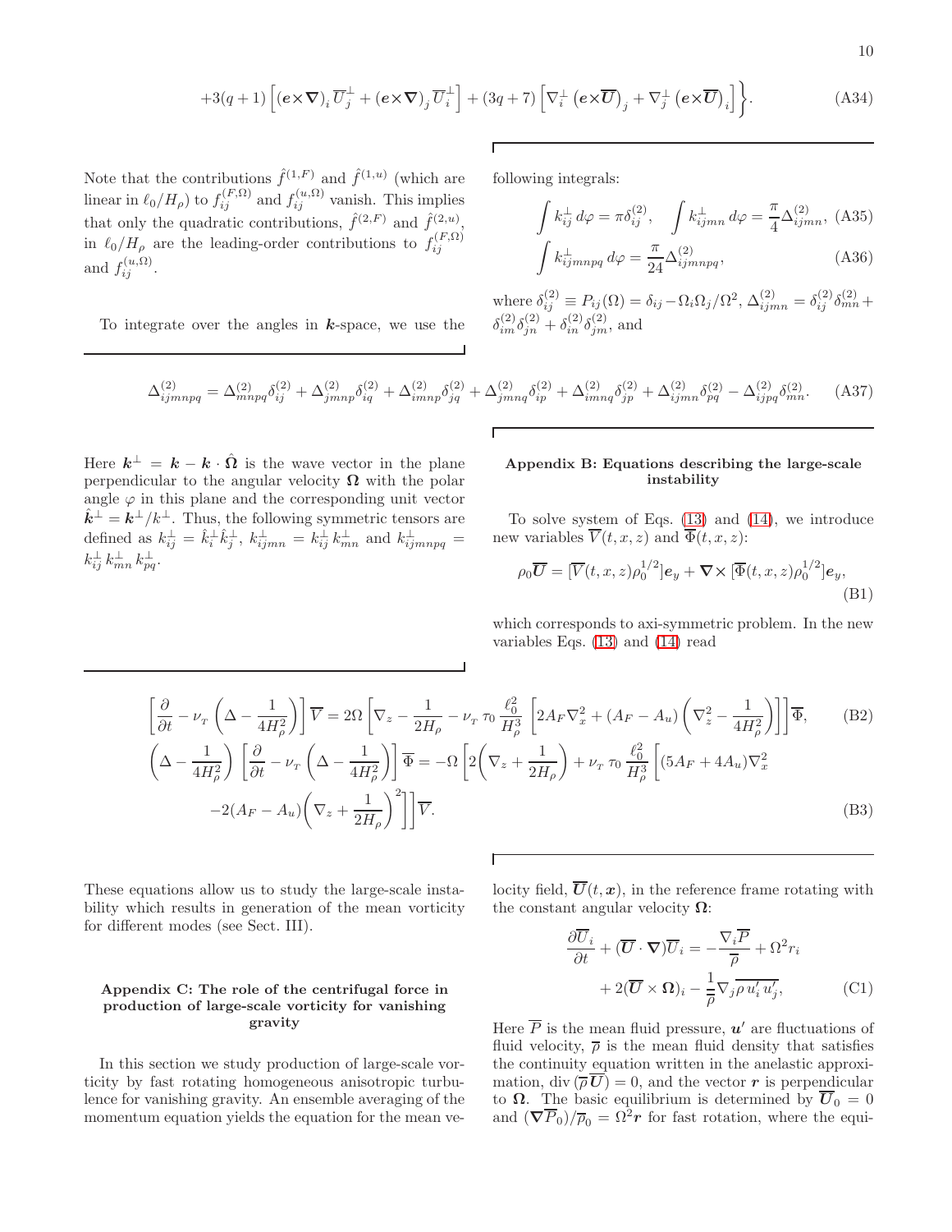$$+3(q+1)\left[(\boldsymbol{e}\times\boldsymbol{\nabla})_i\,\overline{U}_j^{\perp}+(\boldsymbol{e}\times\boldsymbol{\nabla})_j\,\overline{U}_i^{\perp}\right]+(3q+7)\left[\nabla_i^{\perp}\left(\boldsymbol{e}\times\overline{\boldsymbol{U}}\right)_j+\nabla_j^{\perp}\left(\boldsymbol{e}\times\overline{\boldsymbol{U}}\right)_i\right]\Biggr\}. \tag{A34}$$

Note that the contributions $\hat{f}^{(1,F)}$ and $\hat{f}^{(1,u)}$ (which are linear in $\ell_0/H_\rho$) to $f_{ij}^{(F,\Omega)}$ and $f_{ij}^{(u,\Omega)}$ vanish. This implies that only the quadratic contributions, $\hat{f}^{(2,F)}$ and $\hat{f}^{(2,u)}$, in $\ell_0/H_\rho$ are the leading-order contributions to $f_{ij}^{(F,\Omega)}$ and $f_{ij}^{(u,\Omega)}$.

To integrate over the angles in $\boldsymbol{k}$-space, we use the following integrals:

$$\int k_{ij}^{\perp}\,d\varphi=\pi\delta_{ij}^{(2)},\quad \int k_{ijmn}^{\perp}\,d\varphi=\frac{\pi}{4}\Delta_{ijmn}^{(2)}, \tag{A35}$$

$$\int k_{ijmnpq}^{\perp}\,d\varphi=\frac{\pi}{24}\Delta_{ijmnpq}^{(2)}, \tag{A36}$$

where $\delta_{ij}^{(2)}\equiv P_{ij}(\Omega)=\delta_{ij}-\Omega_i\Omega_j/\Omega^2$, $\Delta_{ijmn}^{(2)}=\delta_{ij}^{(2)}\delta_{mn}^{(2)}+\delta_{im}^{(2)}\delta_{jn}^{(2)}+\delta_{in}^{(2)}\delta_{jm}^{(2)}$, and

$$\Delta_{ijmnpq}^{(2)}=\Delta_{mnpq}^{(2)}\delta_{ij}^{(2)}+\Delta_{jmnp}^{(2)}\delta_{iq}^{(2)}+\Delta_{imnp}^{(2)}\delta_{jq}^{(2)}+\Delta_{jmnq}^{(2)}\delta_{ip}^{(2)}+\Delta_{imnq}^{(2)}\delta_{jp}^{(2)}+\Delta_{ijmn}^{(2)}\delta_{pq}^{(2)}-\Delta_{ijpq}^{(2)}\delta_{mn}^{(2)}. \tag{A37}$$

Here $\boldsymbol{k}^{\perp}=\boldsymbol{k}-\boldsymbol{k}\cdot\hat{\boldsymbol{\Omega}}$ is the wave vector in the plane perpendicular to the angular velocity $\boldsymbol{\Omega}$ with the polar angle $\varphi$ in this plane and the corresponding unit vector $\hat{\boldsymbol{k}}^{\perp}=\boldsymbol{k}^{\perp}/k^{\perp}$. Thus, the following symmetric tensors are defined as $k_{ij}^{\perp}=\hat{k}_i^{\perp}\hat{k}_j^{\perp}$, $k_{ijmn}^{\perp}=k_{ij}^{\perp}\,k_{mn}^{\perp}$ and $k_{ijmnpq}^{\perp}=k_{ij}^{\perp}\,k_{mn}^{\perp}\,k_{pq}^{\perp}$.

## Appendix B: Equations describing the large-scale instability

To solve system of Eqs. (13) and (14), we introduce new variables $\overline{V}(t,x,z)$ and $\overline{\Phi}(t,x,z)$:

$$\rho_0\overline{\boldsymbol{U}}=[\overline{V}(t,x,z)\rho_0^{1/2}]\boldsymbol{e}_y+\boldsymbol{\nabla}\times[\overline{\Phi}(t,x,z)\rho_0^{1/2}]\boldsymbol{e}_y, \tag{B1}$$

which corresponds to axi-symmetric problem. In the new variables Eqs. (13) and (14) read

$$\left[\frac{\partial}{\partial t}-\nu_{_T}\left(\Delta-\frac{1}{4H_\rho^2}\right)\right]\overline{V}=2\Omega\left[\nabla_z-\frac{1}{2H_\rho}-\nu_{_T}\,\tau_0\,\frac{\ell_0^2}{H_\rho^3}\left[2A_F\nabla_x^2+(A_F-A_u)\left(\nabla_z^2-\frac{1}{4H_\rho^2}\right)\right]\right]\overline{\Phi}, \tag{B2}$$

$$\left(\Delta-\frac{1}{4H_\rho^2}\right)\left[\frac{\partial}{\partial t}-\nu_{_T}\left(\Delta-\frac{1}{4H_\rho^2}\right)\right]\overline{\Phi}=-\Omega\left[2\left(\nabla_z+\frac{1}{2H_\rho}\right)+\nu_{_T}\,\tau_0\,\frac{\ell_0^2}{H_\rho^3}\left[(5A_F+4A_u)\nabla_x^2-2(A_F-A_u)\left(\nabla_z+\frac{1}{2H_\rho}\right)^2\right]\right]\overline{V}. \tag{B3}$$

These equations allow us to study the large-scale instability which results in generation of the mean vorticity for different modes (see Sect. III).

## Appendix C: The role of the centrifugal force in production of large-scale vorticity for vanishing gravity

In this section we study production of large-scale vorticity by fast rotating homogeneous anisotropic turbulence for vanishing gravity. An ensemble averaging of the momentum equation yields the equation for the mean velocity field, $\overline{\boldsymbol{U}}(t,\boldsymbol{x})$, in the reference frame rotating with the constant angular velocity $\boldsymbol{\Omega}$:

$$\frac{\partial\overline{U}_i}{\partial t}+(\overline{\boldsymbol{U}}\cdot\boldsymbol{\nabla})\overline{U}_i=-\frac{\nabla_i\overline{P}}{\overline{\rho}}+\Omega^2r_i+2(\overline{\boldsymbol{U}}\times\boldsymbol{\Omega})_i-\frac{1}{\overline{\rho}}\nabla_j\overline{\rho\,u_i'\,u_j'}, \tag{C1}$$

Here $\overline{P}$ is the mean fluid pressure, $\boldsymbol{u}'$ are fluctuations of fluid velocity, $\overline{\rho}$ is the mean fluid density that satisfies the continuity equation written in the anelastic approximation, $\mathrm{div}\,(\overline{\rho}\,\overline{\boldsymbol{U}})=0$, and the vector $\boldsymbol{r}$ is perpendicular to $\boldsymbol{\Omega}$. The basic equilibrium is determined by $\overline{\boldsymbol{U}}_0=0$ and $(\boldsymbol{\nabla}\overline{P}_0)/\overline{\rho}_0=\Omega^2\boldsymbol{r}$ for fast rotation, where the equi-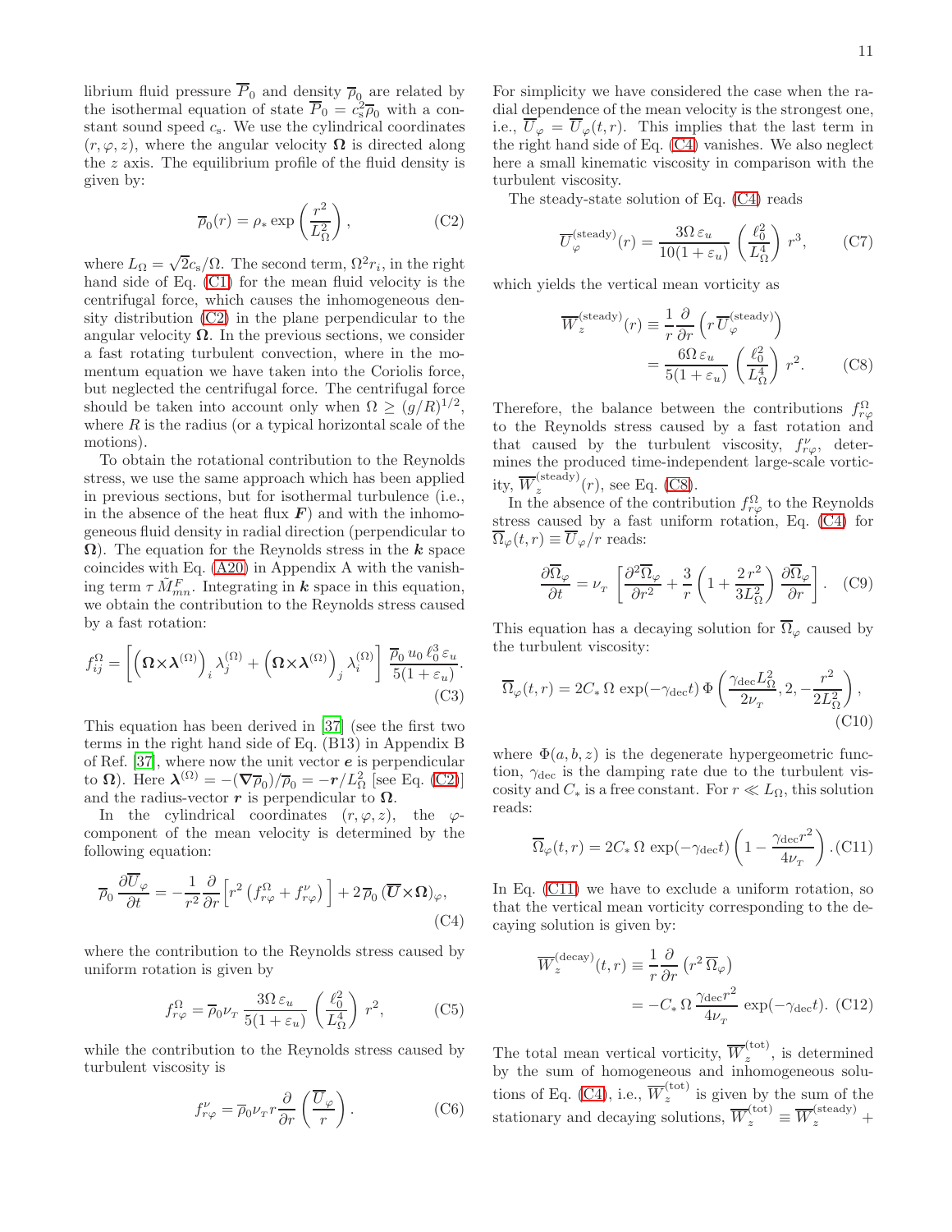librium fluid pressure $\overline{P}_0$ and density $\overline{\rho}_0$ are related by the isothermal equation of state $\overline{P}_0 = c_{\rm s}^2 \overline{\rho}_0$ with a constant sound speed $c_{\rm s}$. We use the cylindrical coordinates $(r, \varphi, z)$, where the angular velocity $\boldsymbol{\Omega}$ is directed along the $z$ axis. The equilibrium profile of the fluid density is given by:

$$
\overline{\rho}_0(r) = \rho_* \exp\left(\frac{r^2}{L_\Omega^2}\right), \tag{C2}
$$

where $L_\Omega = \sqrt{2} c_{\rm s}/\Omega$. The second term, $\Omega^2 r_i$, in the right hand side of Eq. (C1) for the mean fluid velocity is the centrifugal force, which causes the inhomogeneous density distribution (C2) in the plane perpendicular to the angular velocity $\boldsymbol{\Omega}$. In the previous sections, we consider a fast rotating turbulent convection, where in the momentum equation we have taken into the Coriolis force, but neglected the centrifugal force. The centrifugal force should be taken into account only when $\Omega \geq (g/R)^{1/2}$, where $R$ is the radius (or a typical horizontal scale of the motions).

To obtain the rotational contribution to the Reynolds stress, we use the same approach which has been applied in previous sections, but for isothermal turbulence (i.e., in the absence of the heat flux $\boldsymbol{F}$) and with the inhomogeneous fluid density in radial direction (perpendicular to $\boldsymbol{\Omega}$). The equation for the Reynolds stress in the $\boldsymbol{k}$ space coincides with Eq. (A20) in Appendix A with the vanishing term $\tau \tilde{M}^F_{mn}$. Integrating in $\boldsymbol{k}$ space in this equation, we obtain the contribution to the Reynolds stress caused by a fast rotation:

$$
f^{\Omega}_{ij} = \left[\left(\boldsymbol{\Omega}\times\boldsymbol{\lambda}^{(\Omega)}\right)_i \lambda^{(\Omega)}_j + \left(\boldsymbol{\Omega}\times\boldsymbol{\lambda}^{(\Omega)}\right)_j \lambda^{(\Omega)}_i\right] \frac{\overline{\rho}_0 \, u_0 \, \ell_0^3 \, \varepsilon_u}{5(1+\varepsilon_u)}. \tag{C3}
$$

This equation has been derived in [37] (see the first two terms in the right hand side of Eq. (B13) in Appendix B of Ref. [37], where now the unit vector $\boldsymbol{e}$ is perpendicular to $\boldsymbol{\Omega}$). Here $\boldsymbol{\lambda}^{(\Omega)} = -(\boldsymbol{\nabla}\overline{\rho}_0)/\overline{\rho}_0 = -\boldsymbol{r}/L_\Omega^2$ [see Eq. (C2)] and the radius-vector $\boldsymbol{r}$ is perpendicular to $\boldsymbol{\Omega}$.

In the cylindrical coordinates $(r, \varphi, z)$, the $\varphi$-component of the mean velocity is determined by the following equation:

$$
\overline{\rho}_0 \, \frac{\partial \overline{U}_\varphi}{\partial t} = -\frac{1}{r^2}\frac{\partial}{\partial r}\left[r^2\left(f^{\Omega}_{r\varphi} + f^{\nu}_{r\varphi}\right)\right] + 2\,\overline{\rho}_0 \, (\overline{\boldsymbol{U}}\times\boldsymbol{\Omega})_\varphi, \tag{C4}
$$

where the contribution to the Reynolds stress caused by uniform rotation is given by

$$
f^{\Omega}_{r\varphi} = \overline{\rho}_0 \nu_{_T} \, \frac{3\Omega \, \varepsilon_u}{5(1+\varepsilon_u)} \left(\frac{\ell_0^2}{L_\Omega^4}\right) r^2, \tag{C5}
$$

while the contribution to the Reynolds stress caused by turbulent viscosity is

$$
f^{\nu}_{r\varphi} = \overline{\rho}_0 \nu_{_T} r \frac{\partial}{\partial r}\left(\frac{\overline{U}_\varphi}{r}\right). \tag{C6}
$$

For simplicity we have considered the case when the radial dependence of the mean velocity is the strongest one, i.e., $\overline{U}_\varphi = \overline{U}_\varphi(t, r)$. This implies that the last term in the right hand side of Eq. (C4) vanishes. We also neglect here a small kinematic viscosity in comparison with the turbulent viscosity.

The steady-state solution of Eq. (C4) reads

$$
\overline{U}^{\rm (steady)}_\varphi(r) = \frac{3\Omega \, \varepsilon_u}{10(1+\varepsilon_u)} \left(\frac{\ell_0^2}{L_\Omega^4}\right) r^3, \tag{C7}
$$

which yields the vertical mean vorticity as

$$
\begin{aligned}
\overline{W}^{\rm (steady)}_z(r) &\equiv \frac{1}{r}\frac{\partial}{\partial r}\left(r\,\overline{U}^{\rm (steady)}_\varphi\right) \\
&= \frac{6\Omega \, \varepsilon_u}{5(1+\varepsilon_u)} \left(\frac{\ell_0^2}{L_\Omega^4}\right) r^2.
\end{aligned} \tag{C8}
$$

Therefore, the balance between the contributions $f^{\Omega}_{r\varphi}$ to the Reynolds stress caused by a fast rotation and that caused by the turbulent viscosity, $f^{\nu}_{r\varphi}$, determines the produced time-independent large-scale vorticity, $\overline{W}^{\rm (steady)}_z(r)$, see Eq. (C8).

In the absence of the contribution $f^{\Omega}_{r\varphi}$ to the Reynolds stress caused by a fast uniform rotation, Eq. (C4) for $\overline{\Omega}_\varphi(t, r) \equiv \overline{U}_\varphi/r$ reads:

$$
\frac{\partial \overline{\Omega}_\varphi}{\partial t} = \nu_{_T}\left[\frac{\partial^2 \overline{\Omega}_\varphi}{\partial r^2} + \frac{3}{r}\left(1 + \frac{2\,r^2}{3L_\Omega^2}\right)\frac{\partial \overline{\Omega}_\varphi}{\partial r}\right]. \tag{C9}
$$

This equation has a decaying solution for $\overline{\Omega}_\varphi$ caused by the turbulent viscosity:

$$
\overline{\Omega}_\varphi(t, r) = 2C_* \, \Omega \, \exp(-\gamma_{\rm dec} t) \, \Phi\left(\frac{\gamma_{\rm dec} L_\Omega^2}{2\nu_{_T}}, 2, -\frac{r^2}{2L_\Omega^2}\right), \tag{C10}
$$

where $\Phi(a, b, z)$ is the degenerate hypergeometric function, $\gamma_{\rm dec}$ is the damping rate due to the turbulent viscosity and $C_*$ is a free constant. For $r \ll L_\Omega$, this solution reads:

$$
\overline{\Omega}_\varphi(t, r) = 2C_* \, \Omega \, \exp(-\gamma_{\rm dec} t) \left(1 - \frac{\gamma_{\rm dec} r^2}{4\nu_{_T}}\right). \tag{C11}
$$

In Eq. (C11) we have to exclude a uniform rotation, so that the vertical mean vorticity corresponding to the decaying solution is given by:

$$
\begin{aligned}
\overline{W}^{\rm (decay)}_z(t, r) &\equiv \frac{1}{r}\frac{\partial}{\partial r}\left(r^2\,\overline{\Omega}_\varphi\right) \\
&= -C_* \, \Omega \, \frac{\gamma_{\rm dec} r^2}{4\nu_{_T}} \, \exp(-\gamma_{\rm dec} t).
\end{aligned} \tag{C12}
$$

The total mean vertical vorticity, $\overline{W}^{\rm (tot)}_z$, is determined by the sum of homogeneous and inhomogeneous solutions of Eq. (C4), i.e., $\overline{W}^{\rm (tot)}_z$ is given by the sum of the stationary and decaying solutions, $\overline{W}^{\rm (tot)}_z \equiv \overline{W}^{\rm (steady)}_z +$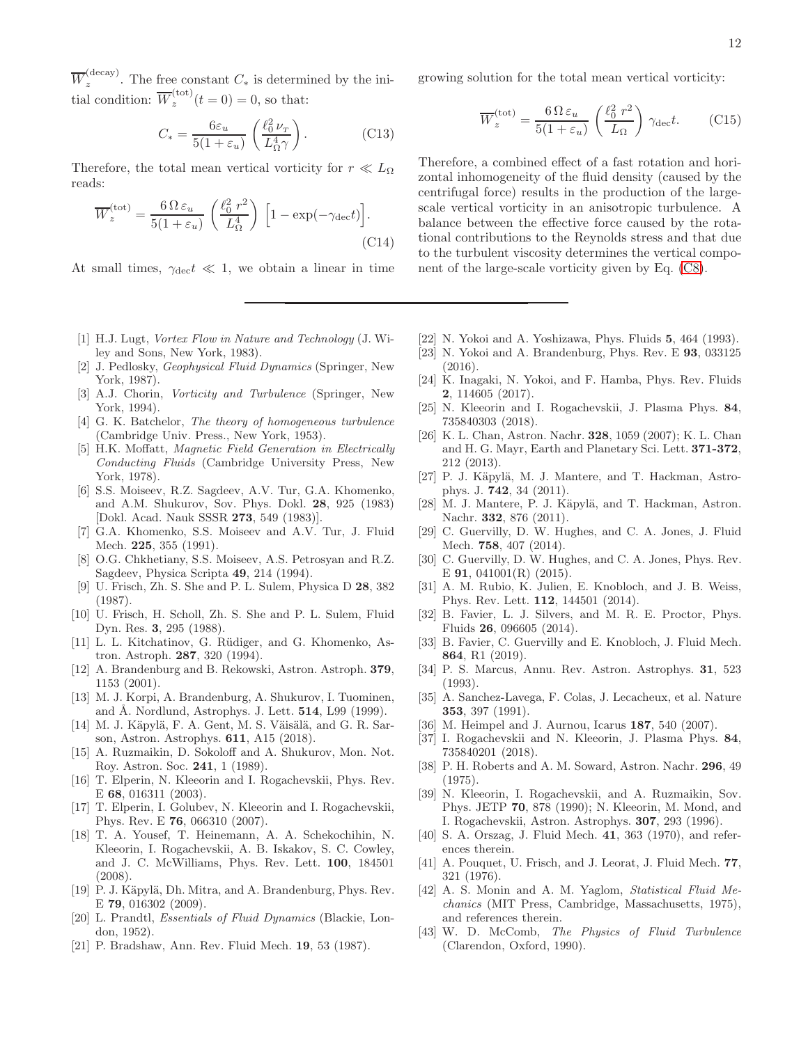$\overline{W}_z^{(\rm decay)}$. The free constant $C_*$ is determined by the initial condition: $\overline{W}_z^{(\rm tot)}(t=0)=0$, so that:

$$C_* = \frac{6\varepsilon_u}{5(1+\varepsilon_u)} \left(\frac{\ell_0^2 \, \nu_{_T}}{L_\Omega^4 \gamma}\right). \tag{C13}$$

Therefore, the total mean vertical vorticity for $r \ll L_\Omega$ reads:

$$\overline{W}_z^{(\rm tot)} = \frac{6\,\Omega\,\varepsilon_u}{5(1+\varepsilon_u)} \left(\frac{\ell_0^2 \; r^2}{L_\Omega^4}\right) \Big[1 - \exp(-\gamma_{\rm dec} t)\Big]. \tag{C14}$$

At small times, $\gamma_{\rm dec} t \ll 1$, we obtain a linear in time growing solution for the total mean vertical vorticity:

$$\overline{W}_z^{(\rm tot)} = \frac{6\,\Omega\,\varepsilon_u}{5(1+\varepsilon_u)} \left(\frac{\ell_0^2 \; r^2}{L_\Omega}\right) \gamma_{\rm dec} t. \tag{C15}$$

Therefore, a combined effect of a fast rotation and horizontal inhomogeneity of the fluid density (caused by the centrifugal force) results in the production of the large-scale vertical vorticity in an anisotropic turbulence. A balance between the effective force caused by the rotational contributions to the Reynolds stress and that due to the turbulent viscosity determines the vertical component of the large-scale vorticity given by Eq. (C8).

---

[1] H.J. Lugt, *Vortex Flow in Nature and Technology* (J. Wiley and Sons, New York, 1983).

[2] J. Pedlosky, *Geophysical Fluid Dynamics* (Springer, New York, 1987).

[3] A.J. Chorin, *Vorticity and Turbulence* (Springer, New York, 1994).

[4] G. K. Batchelor, *The theory of homogeneous turbulence* (Cambridge Univ. Press., New York, 1953).

[5] H.K. Moffatt, *Magnetic Field Generation in Electrically Conducting Fluids* (Cambridge University Press, New York, 1978).

[6] S.S. Moiseev, R.Z. Sagdeev, A.V. Tur, G.A. Khomenko, and A.M. Shukurov, Sov. Phys. Dokl. **28**, 925 (1983) [Dokl. Acad. Nauk SSSR **273**, 549 (1983)].

[7] G.A. Khomenko, S.S. Moiseev and A.V. Tur, J. Fluid Mech. **225**, 355 (1991).

[8] O.G. Chkhetiany, S.S. Moiseev, A.S. Petrosyan and R.Z. Sagdeev, Physica Scripta **49**, 214 (1994).

[9] U. Frisch, Zh. S. She and P. L. Sulem, Physica D **28**, 382 (1987).

[10] U. Frisch, H. Scholl, Zh. S. She and P. L. Sulem, Fluid Dyn. Res. **3**, 295 (1988).

[11] L. L. Kitchatinov, G. Rüdiger, and G. Khomenko, Astron. Astroph. **287**, 320 (1994).

[12] A. Brandenburg and B. Rekowski, Astron. Astroph. **379**, 1153 (2001).

[13] M. J. Korpi, A. Brandenburg, A. Shukurov, I. Tuominen, and Å. Nordlund, Astrophys. J. Lett. **514**, L99 (1999).

[14] M. J. Käpylä, F. A. Gent, M. S. Väisälä, and G. R. Sarson, Astron. Astrophys. **611**, A15 (2018).

[15] A. Ruzmaikin, D. Sokoloff and A. Shukurov, Mon. Not. Roy. Astron. Soc. **241**, 1 (1989).

[16] T. Elperin, N. Kleeorin and I. Rogachevskii, Phys. Rev. E **68**, 016311 (2003).

[17] T. Elperin, I. Golubev, N. Kleeorin and I. Rogachevskii, Phys. Rev. E **76**, 066310 (2007).

[18] T. A. Yousef, T. Heinemann, A. A. Schekochihin, N. Kleeorin, I. Rogachevskii, A. B. Iskakov, S. C. Cowley, and J. C. McWilliams, Phys. Rev. Lett. **100**, 184501 (2008).

[19] P. J. Käpylä, Dh. Mitra, and A. Brandenburg, Phys. Rev. E **79**, 016302 (2009).

[20] L. Prandtl, *Essentials of Fluid Dynamics* (Blackie, London, 1952).

[21] P. Bradshaw, Ann. Rev. Fluid Mech. **19**, 53 (1987).

[22] N. Yokoi and A. Yoshizawa, Phys. Fluids **5**, 464 (1993).

[23] N. Yokoi and A. Brandenburg, Phys. Rev. E **93**, 033125 (2016).

[24] K. Inagaki, N. Yokoi, and F. Hamba, Phys. Rev. Fluids **2**, 114605 (2017).

[25] N. Kleeorin and I. Rogachevskii, J. Plasma Phys. **84**, 735840303 (2018).

[26] K. L. Chan, Astron. Nachr. **328**, 1059 (2007); K. L. Chan and H. G. Mayr, Earth and Planetary Sci. Lett. **371-372**, 212 (2013).

[27] P. J. Käpylä, M. J. Mantere, and T. Hackman, Astrophys. J. **742**, 34 (2011).

[28] M. J. Mantere, P. J. Käpylä, and T. Hackman, Astron. Nachr. **332**, 876 (2011).

[29] C. Guervilly, D. W. Hughes, and C. A. Jones, J. Fluid Mech. **758**, 407 (2014).

[30] C. Guervilly, D. W. Hughes, and C. A. Jones, Phys. Rev. E **91**, 041001(R) (2015).

[31] A. M. Rubio, K. Julien, E. Knobloch, and J. B. Weiss, Phys. Rev. Lett. **112**, 144501 (2014).

[32] B. Favier, L. J. Silvers, and M. R. E. Proctor, Phys. Fluids **26**, 096605 (2014).

[33] B. Favier, C. Guervilly and E. Knobloch, J. Fluid Mech. **864**, R1 (2019).

[34] P. S. Marcus, Annu. Rev. Astron. Astrophys. **31**, 523 (1993).

[35] A. Sanchez-Lavega, F. Colas, J. Lecacheux, et al. Nature **353**, 397 (1991).

[36] M. Heimpel and J. Aurnou, Icarus **187**, 540 (2007).

[37] I. Rogachevskii and N. Kleeorin, J. Plasma Phys. **84**, 735840201 (2018).

[38] P. H. Roberts and A. M. Soward, Astron. Nachr. **296**, 49 (1975).

[39] N. Kleeorin, I. Rogachevskii, and A. Ruzmaikin, Sov. Phys. JETP **70**, 878 (1990); N. Kleeorin, M. Mond, and I. Rogachevskii, Astron. Astrophys. **307**, 293 (1996).

[40] S. A. Orszag, J. Fluid Mech. **41**, 363 (1970), and references therein.

[41] A. Pouquet, U. Frisch, and J. Leorat, J. Fluid Mech. **77**, 321 (1976).

[42] A. S. Monin and A. M. Yaglom, *Statistical Fluid Mechanics* (MIT Press, Cambridge, Massachusetts, 1975), and references therein.

[43] W. D. McComb, *The Physics of Fluid Turbulence* (Clarendon, Oxford, 1990).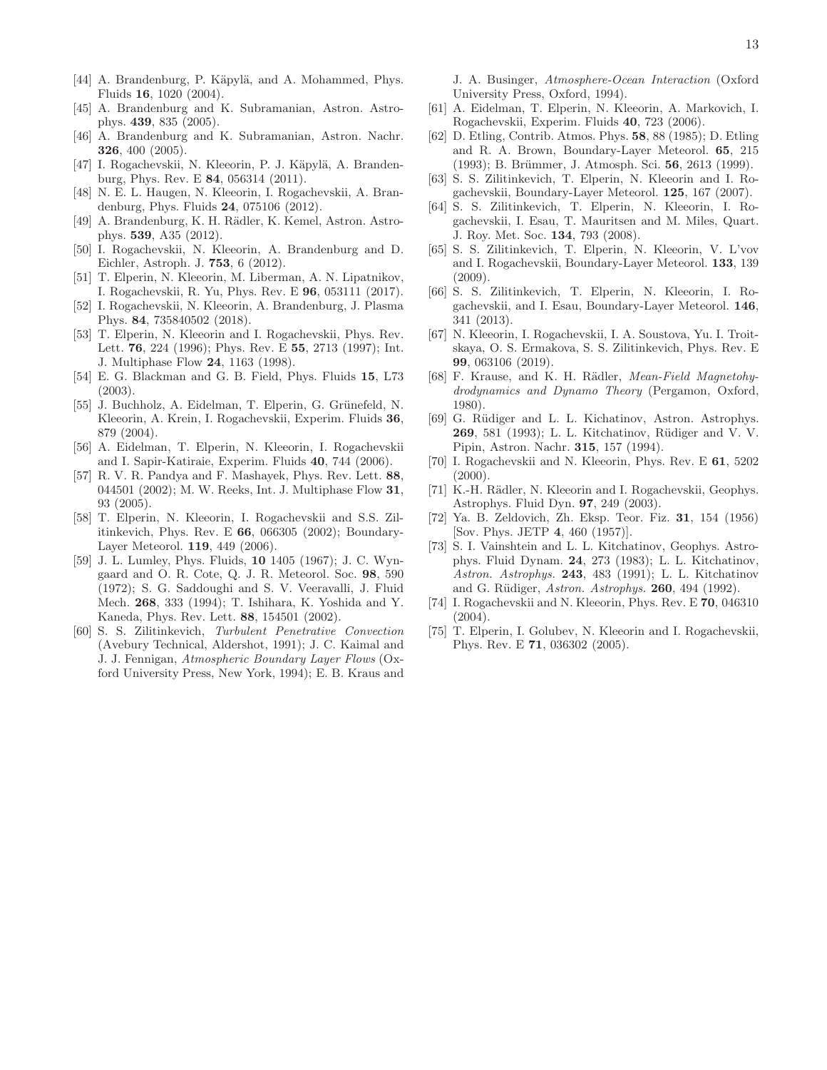[44] A. Brandenburg, P. Käpylä, and A. Mohammed, Phys. Fluids **16**, 1020 (2004).

[45] A. Brandenburg and K. Subramanian, Astron. Astrophys. **439**, 835 (2005).

[46] A. Brandenburg and K. Subramanian, Astron. Nachr. **326**, 400 (2005).

[47] I. Rogachevskii, N. Kleeorin, P. J. Käpylä, A. Brandenburg, Phys. Rev. E **84**, 056314 (2011).

[48] N. E. L. Haugen, N. Kleeorin, I. Rogachevskii, A. Brandenburg, Phys. Fluids **24**, 075106 (2012).

[49] A. Brandenburg, K. H. Rädler, K. Kemel, Astron. Astrophys. **539**, A35 (2012).

[50] I. Rogachevskii, N. Kleeorin, A. Brandenburg and D. Eichler, Astroph. J. **753**, 6 (2012).

[51] T. Elperin, N. Kleeorin, M. Liberman, A. N. Lipatnikov, I. Rogachevskii, R. Yu, Phys. Rev. E **96**, 053111 (2017).

[52] I. Rogachevskii, N. Kleeorin, A. Brandenburg, J. Plasma Phys. **84**, 735840502 (2018).

[53] T. Elperin, N. Kleeorin and I. Rogachevskii, Phys. Rev. Lett. **76**, 224 (1996); Phys. Rev. E **55**, 2713 (1997); Int. J. Multiphase Flow **24**, 1163 (1998).

[54] E. G. Blackman and G. B. Field, Phys. Fluids **15**, L73 (2003).

[55] J. Buchholz, A. Eidelman, T. Elperin, G. Grünefeld, N. Kleeorin, A. Krein, I. Rogachevskii, Experim. Fluids **36**, 879 (2004).

[56] A. Eidelman, T. Elperin, N. Kleeorin, I. Rogachevskii and I. Sapir-Katiraie, Experim. Fluids **40**, 744 (2006).

[57] R. V. R. Pandya and F. Mashayek, Phys. Rev. Lett. **88**, 044501 (2002); M. W. Reeks, Int. J. Multiphase Flow **31**, 93 (2005).

[58] T. Elperin, N. Kleeorin, I. Rogachevskii and S.S. Zilitinkevich, Phys. Rev. E **66**, 066305 (2002); Boundary-Layer Meteorol. **119**, 449 (2006).

[59] J. L. Lumley, Phys. Fluids, **10** 1405 (1967); J. C. Wyngaard and O. R. Cote, Q. J. R. Meteorol. Soc. **98**, 590 (1972); S. G. Saddoughi and S. V. Veeravalli, J. Fluid Mech. **268**, 333 (1994); T. Ishihara, K. Yoshida and Y. Kaneda, Phys. Rev. Lett. **88**, 154501 (2002).

[60] S. S. Zilitinkevich, *Turbulent Penetrative Convection* (Avebury Technical, Aldershot, 1991); J. C. Kaimal and J. J. Fennigan, *Atmospheric Boundary Layer Flows* (Oxford University Press, New York, 1994); E. B. Kraus and J. A. Businger, *Atmosphere-Ocean Interaction* (Oxford University Press, Oxford, 1994).

[61] A. Eidelman, T. Elperin, N. Kleeorin, A. Markovich, I. Rogachevskii, Experim. Fluids **40**, 723 (2006).

[62] D. Etling, Contrib. Atmos. Phys. **58**, 88 (1985); D. Etling and R. A. Brown, Boundary-Layer Meteorol. **65**, 215 (1993); B. Brümmer, J. Atmosph. Sci. **56**, 2613 (1999).

[63] S. S. Zilitinkevich, T. Elperin, N. Kleeorin and I. Rogachevskii, Boundary-Layer Meteorol. **125**, 167 (2007).

[64] S. S. Zilitinkevich, T. Elperin, N. Kleeorin, I. Rogachevskii, I. Esau, T. Mauritsen and M. Miles, Quart. J. Roy. Met. Soc. **134**, 793 (2008).

[65] S. S. Zilitinkevich, T. Elperin, N. Kleeorin, V. L'vov and I. Rogachevskii, Boundary-Layer Meteorol. **133**, 139 (2009).

[66] S. S. Zilitinkevich, T. Elperin, N. Kleeorin, I. Rogachevskii, and I. Esau, Boundary-Layer Meteorol. **146**, 341 (2013).

[67] N. Kleeorin, I. Rogachevskii, I. A. Soustova, Yu. I. Troitskaya, O. S. Ermakova, S. S. Zilitinkevich, Phys. Rev. E **99**, 063106 (2019).

[68] F. Krause, and K. H. Rädler, *Mean-Field Magnetohydrodynamics and Dynamo Theory* (Pergamon, Oxford, 1980).

[69] G. Rüdiger and L. L. Kichatinov, Astron. Astrophys. **269**, 581 (1993); L. L. Kitchatinov, Rüdiger and V. V. Pipin, Astron. Nachr. **315**, 157 (1994).

[70] I. Rogachevskii and N. Kleeorin, Phys. Rev. E **61**, 5202 (2000).

[71] K.-H. Rädler, N. Kleeorin and I. Rogachevskii, Geophys. Astrophys. Fluid Dyn. **97**, 249 (2003).

[72] Ya. B. Zeldovich, Zh. Eksp. Teor. Fiz. **31**, 154 (1956) [Sov. Phys. JETP **4**, 460 (1957)].

[73] S. I. Vainshtein and L. L. Kitchatinov, Geophys. Astrophys. Fluid Dynam. **24**, 273 (1983); L. L. Kitchatinov, *Astron. Astrophys.* **243**, 483 (1991); L. L. Kitchatinov and G. Rüdiger, *Astron. Astrophys.* **260**, 494 (1992).

[74] I. Rogachevskii and N. Kleeorin, Phys. Rev. E **70**, 046310 (2004).

[75] T. Elperin, I. Golubev, N. Kleeorin and I. Rogachevskii, Phys. Rev. E **71**, 036302 (2005).